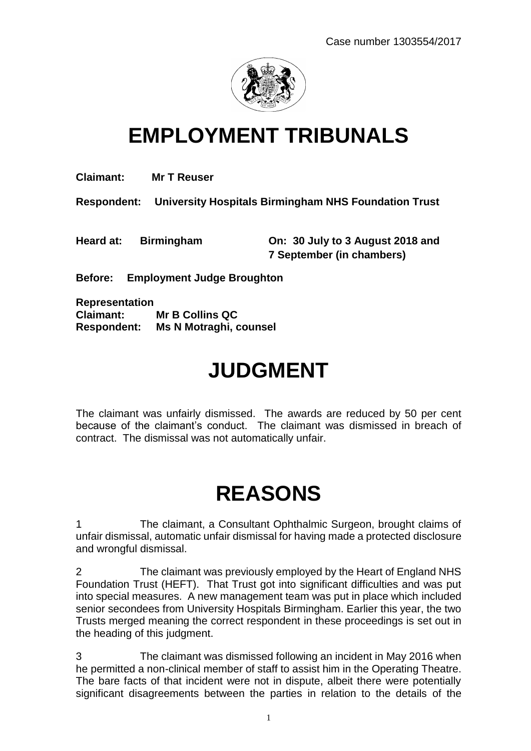Case number 1303554/2017

# EMPLOYMENT TRIBUNALS

**Claimant:** **Mr T Reuser**

**Respondent:** **University Hospitals Birmingham NHS Foundation Trust**

**Heard at:** **Birmingham** **On: 30 July to 3 August 2018 and 7 September (in chambers)**

**Before:** **Employment Judge Broughton**

**Representation**
**Claimant:** **Mr B Collins QC**
**Respondent:** **Ms N Motraghi, counsel**

# JUDGMENT

The claimant was unfairly dismissed. The awards are reduced by 50 per cent because of the claimant's conduct. The claimant was dismissed in breach of contract. The dismissal was not automatically unfair.

# REASONS

1 The claimant, a Consultant Ophthalmic Surgeon, brought claims of unfair dismissal, automatic unfair dismissal for having made a protected disclosure and wrongful dismissal.

2 The claimant was previously employed by the Heart of England NHS Foundation Trust (HEFT). That Trust got into significant difficulties and was put into special measures. A new management team was put in place which included senior secondees from University Hospitals Birmingham. Earlier this year, the two Trusts merged meaning the correct respondent in these proceedings is set out in the heading of this judgment.

3 The claimant was dismissed following an incident in May 2016 when he permitted a non-clinical member of staff to assist him in the Operating Theatre. The bare facts of that incident were not in dispute, albeit there were potentially significant disagreements between the parties in relation to the details of the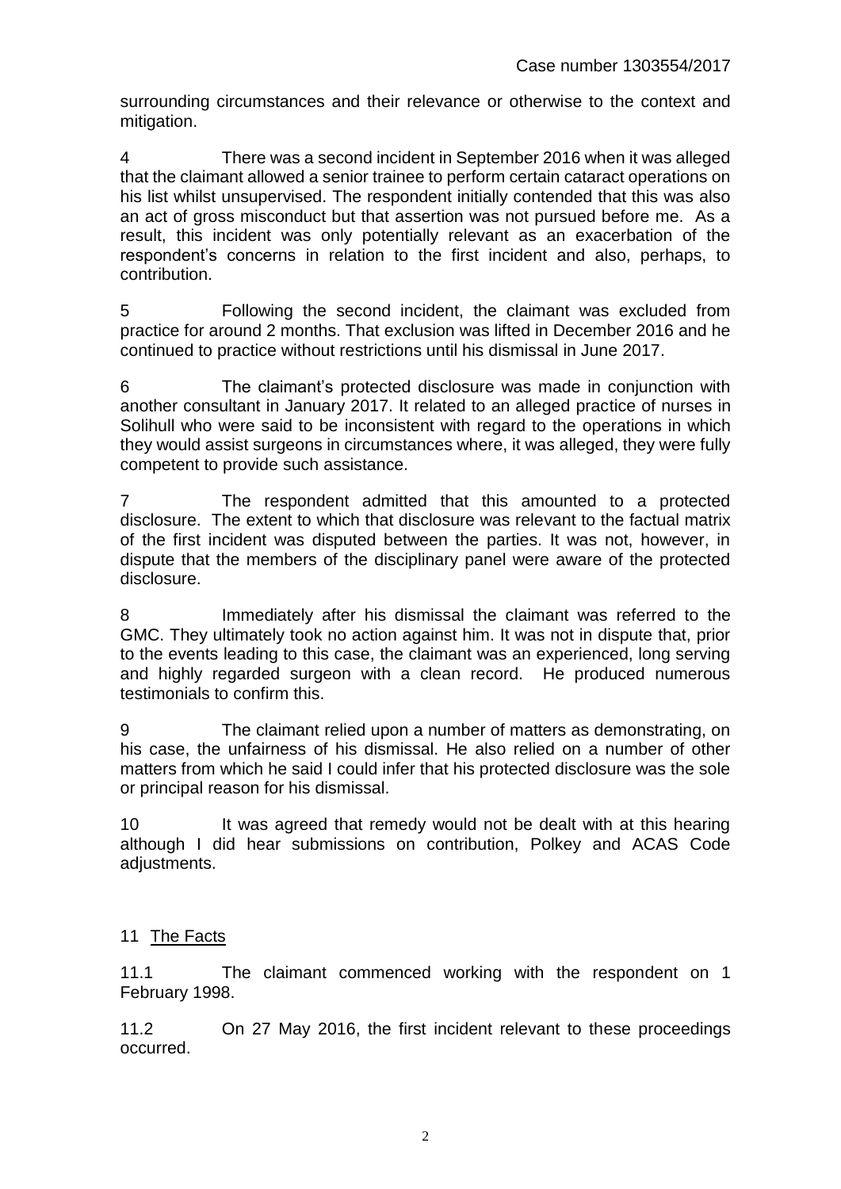surrounding circumstances and their relevance or otherwise to the context and mitigation.

4 There was a second incident in September 2016 when it was alleged that the claimant allowed a senior trainee to perform certain cataract operations on his list whilst unsupervised. The respondent initially contended that this was also an act of gross misconduct but that assertion was not pursued before me. As a result, this incident was only potentially relevant as an exacerbation of the respondent's concerns in relation to the first incident and also, perhaps, to contribution.

5 Following the second incident, the claimant was excluded from practice for around 2 months. That exclusion was lifted in December 2016 and he continued to practice without restrictions until his dismissal in June 2017.

6 The claimant's protected disclosure was made in conjunction with another consultant in January 2017. It related to an alleged practice of nurses in Solihull who were said to be inconsistent with regard to the operations in which they would assist surgeons in circumstances where, it was alleged, they were fully competent to provide such assistance.

7 The respondent admitted that this amounted to a protected disclosure. The extent to which that disclosure was relevant to the factual matrix of the first incident was disputed between the parties. It was not, however, in dispute that the members of the disciplinary panel were aware of the protected disclosure.

8 Immediately after his dismissal the claimant was referred to the GMC. They ultimately took no action against him. It was not in dispute that, prior to the events leading to this case, the claimant was an experienced, long serving and highly regarded surgeon with a clean record. He produced numerous testimonials to confirm this.

9 The claimant relied upon a number of matters as demonstrating, on his case, the unfairness of his dismissal. He also relied on a number of other matters from which he said I could infer that his protected disclosure was the sole or principal reason for his dismissal.

10 It was agreed that remedy would not be dealt with at this hearing although I did hear submissions on contribution, Polkey and ACAS Code adjustments.

## 11 The Facts

11.1 The claimant commenced working with the respondent on 1 February 1998.

11.2 On 27 May 2016, the first incident relevant to these proceedings occurred.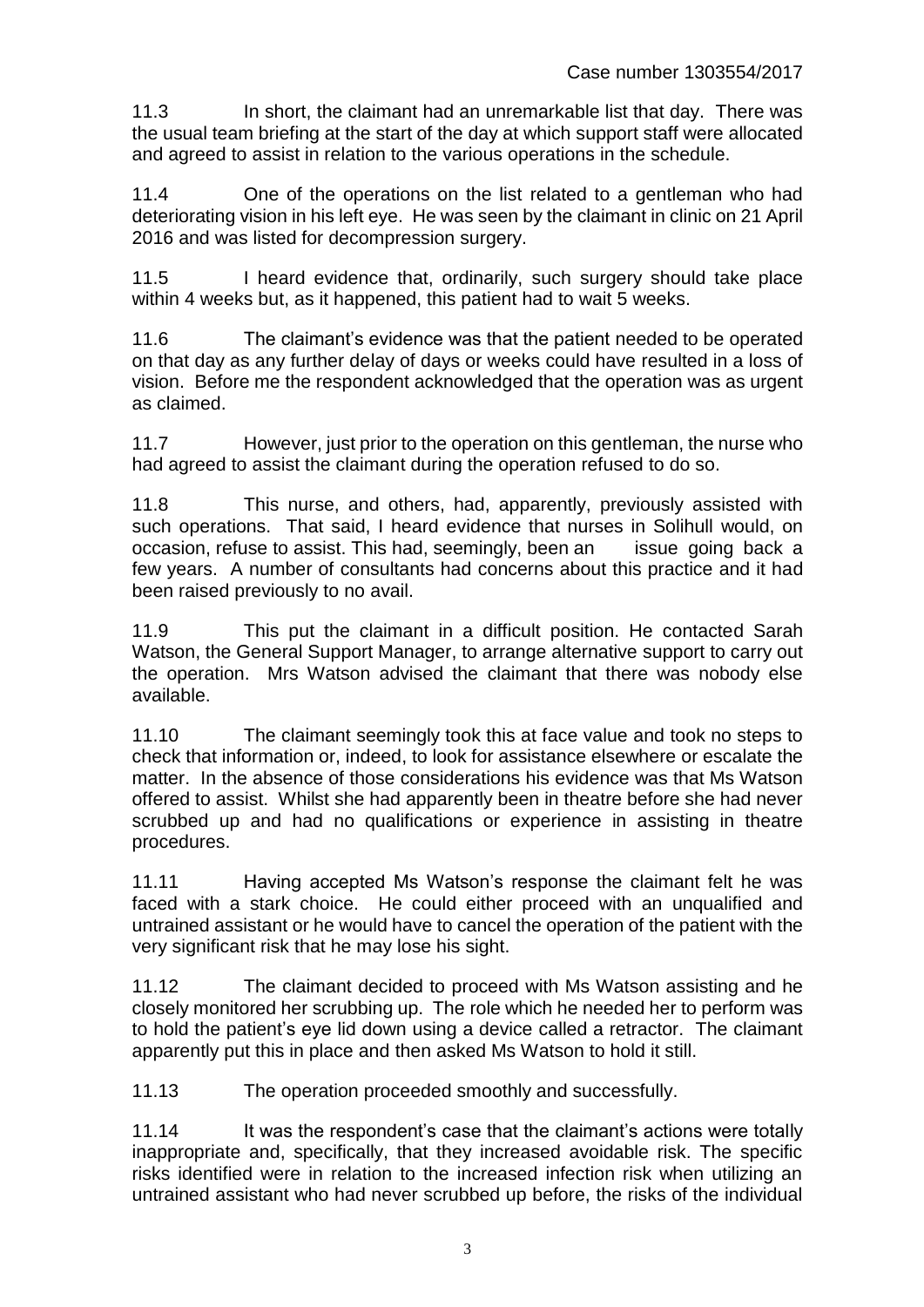11.3 In short, the claimant had an unremarkable list that day. There was the usual team briefing at the start of the day at which support staff were allocated and agreed to assist in relation to the various operations in the schedule.

11.4 One of the operations on the list related to a gentleman who had deteriorating vision in his left eye. He was seen by the claimant in clinic on 21 April 2016 and was listed for decompression surgery.

11.5 I heard evidence that, ordinarily, such surgery should take place within 4 weeks but, as it happened, this patient had to wait 5 weeks.

11.6 The claimant's evidence was that the patient needed to be operated on that day as any further delay of days or weeks could have resulted in a loss of vision. Before me the respondent acknowledged that the operation was as urgent as claimed.

11.7 However, just prior to the operation on this gentleman, the nurse who had agreed to assist the claimant during the operation refused to do so.

11.8 This nurse, and others, had, apparently, previously assisted with such operations. That said, I heard evidence that nurses in Solihull would, on occasion, refuse to assist. This had, seemingly, been an issue going back a few years. A number of consultants had concerns about this practice and it had been raised previously to no avail.

11.9 This put the claimant in a difficult position. He contacted Sarah Watson, the General Support Manager, to arrange alternative support to carry out the operation. Mrs Watson advised the claimant that there was nobody else available.

11.10 The claimant seemingly took this at face value and took no steps to check that information or, indeed, to look for assistance elsewhere or escalate the matter. In the absence of those considerations his evidence was that Ms Watson offered to assist. Whilst she had apparently been in theatre before she had never scrubbed up and had no qualifications or experience in assisting in theatre procedures.

11.11 Having accepted Ms Watson's response the claimant felt he was faced with a stark choice. He could either proceed with an unqualified and untrained assistant or he would have to cancel the operation of the patient with the very significant risk that he may lose his sight.

11.12 The claimant decided to proceed with Ms Watson assisting and he closely monitored her scrubbing up. The role which he needed her to perform was to hold the patient's eye lid down using a device called a retractor. The claimant apparently put this in place and then asked Ms Watson to hold it still.

11.13 The operation proceeded smoothly and successfully.

11.14 It was the respondent's case that the claimant's actions were totally inappropriate and, specifically, that they increased avoidable risk. The specific risks identified were in relation to the increased infection risk when utilizing an untrained assistant who had never scrubbed up before, the risks of the individual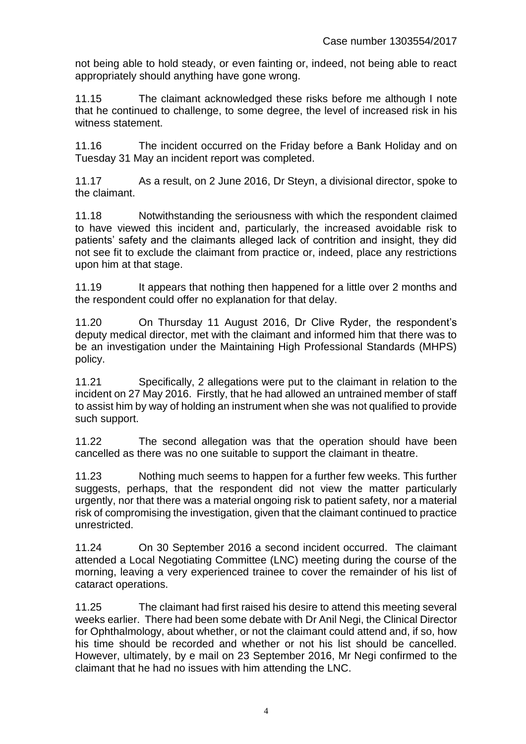not being able to hold steady, or even fainting or, indeed, not being able to react appropriately should anything have gone wrong.

11.15 The claimant acknowledged these risks before me although I note that he continued to challenge, to some degree, the level of increased risk in his witness statement.

11.16 The incident occurred on the Friday before a Bank Holiday and on Tuesday 31 May an incident report was completed.

11.17 As a result, on 2 June 2016, Dr Steyn, a divisional director, spoke to the claimant.

11.18 Notwithstanding the seriousness with which the respondent claimed to have viewed this incident and, particularly, the increased avoidable risk to patients' safety and the claimants alleged lack of contrition and insight, they did not see fit to exclude the claimant from practice or, indeed, place any restrictions upon him at that stage.

11.19 It appears that nothing then happened for a little over 2 months and the respondent could offer no explanation for that delay.

11.20 On Thursday 11 August 2016, Dr Clive Ryder, the respondent's deputy medical director, met with the claimant and informed him that there was to be an investigation under the Maintaining High Professional Standards (MHPS) policy.

11.21 Specifically, 2 allegations were put to the claimant in relation to the incident on 27 May 2016. Firstly, that he had allowed an untrained member of staff to assist him by way of holding an instrument when she was not qualified to provide such support.

11.22 The second allegation was that the operation should have been cancelled as there was no one suitable to support the claimant in theatre.

11.23 Nothing much seems to happen for a further few weeks. This further suggests, perhaps, that the respondent did not view the matter particularly urgently, nor that there was a material ongoing risk to patient safety, nor a material risk of compromising the investigation, given that the claimant continued to practice unrestricted.

11.24 On 30 September 2016 a second incident occurred. The claimant attended a Local Negotiating Committee (LNC) meeting during the course of the morning, leaving a very experienced trainee to cover the remainder of his list of cataract operations.

11.25 The claimant had first raised his desire to attend this meeting several weeks earlier. There had been some debate with Dr Anil Negi, the Clinical Director for Ophthalmology, about whether, or not the claimant could attend and, if so, how his time should be recorded and whether or not his list should be cancelled. However, ultimately, by e mail on 23 September 2016, Mr Negi confirmed to the claimant that he had no issues with him attending the LNC.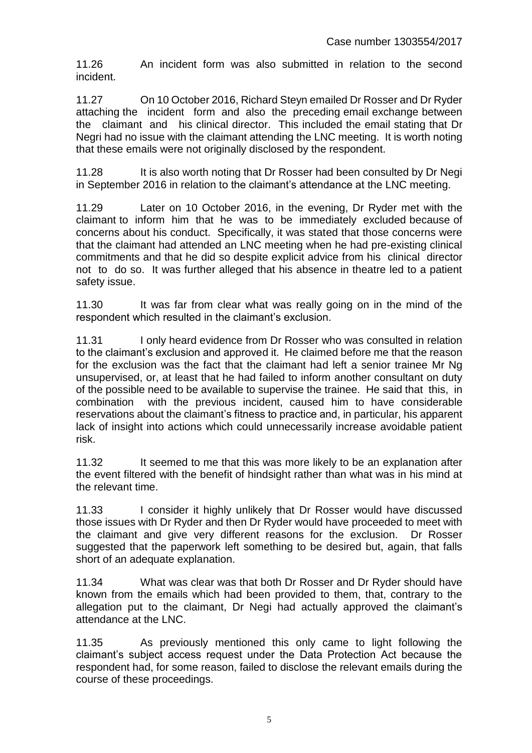11.26 An incident form was also submitted in relation to the second incident.

11.27 On 10 October 2016, Richard Steyn emailed Dr Rosser and Dr Ryder attaching the incident form and also the preceding email exchange between the claimant and his clinical director. This included the email stating that Dr Negri had no issue with the claimant attending the LNC meeting. It is worth noting that these emails were not originally disclosed by the respondent.

11.28 It is also worth noting that Dr Rosser had been consulted by Dr Negi in September 2016 in relation to the claimant's attendance at the LNC meeting.

11.29 Later on 10 October 2016, in the evening, Dr Ryder met with the claimant to inform him that he was to be immediately excluded because of concerns about his conduct. Specifically, it was stated that those concerns were that the claimant had attended an LNC meeting when he had pre-existing clinical commitments and that he did so despite explicit advice from his clinical director not to do so. It was further alleged that his absence in theatre led to a patient safety issue.

11.30 It was far from clear what was really going on in the mind of the respondent which resulted in the claimant's exclusion.

11.31 I only heard evidence from Dr Rosser who was consulted in relation to the claimant's exclusion and approved it. He claimed before me that the reason for the exclusion was the fact that the claimant had left a senior trainee Mr Ng unsupervised, or, at least that he had failed to inform another consultant on duty of the possible need to be available to supervise the trainee. He said that this, in combination with the previous incident, caused him to have considerable reservations about the claimant's fitness to practice and, in particular, his apparent lack of insight into actions which could unnecessarily increase avoidable patient risk.

11.32 It seemed to me that this was more likely to be an explanation after the event filtered with the benefit of hindsight rather than what was in his mind at the relevant time.

11.33 I consider it highly unlikely that Dr Rosser would have discussed those issues with Dr Ryder and then Dr Ryder would have proceeded to meet with the claimant and give very different reasons for the exclusion. Dr Rosser suggested that the paperwork left something to be desired but, again, that falls short of an adequate explanation.

11.34 What was clear was that both Dr Rosser and Dr Ryder should have known from the emails which had been provided to them, that, contrary to the allegation put to the claimant, Dr Negi had actually approved the claimant's attendance at the LNC.

11.35 As previously mentioned this only came to light following the claimant's subject access request under the Data Protection Act because the respondent had, for some reason, failed to disclose the relevant emails during the course of these proceedings.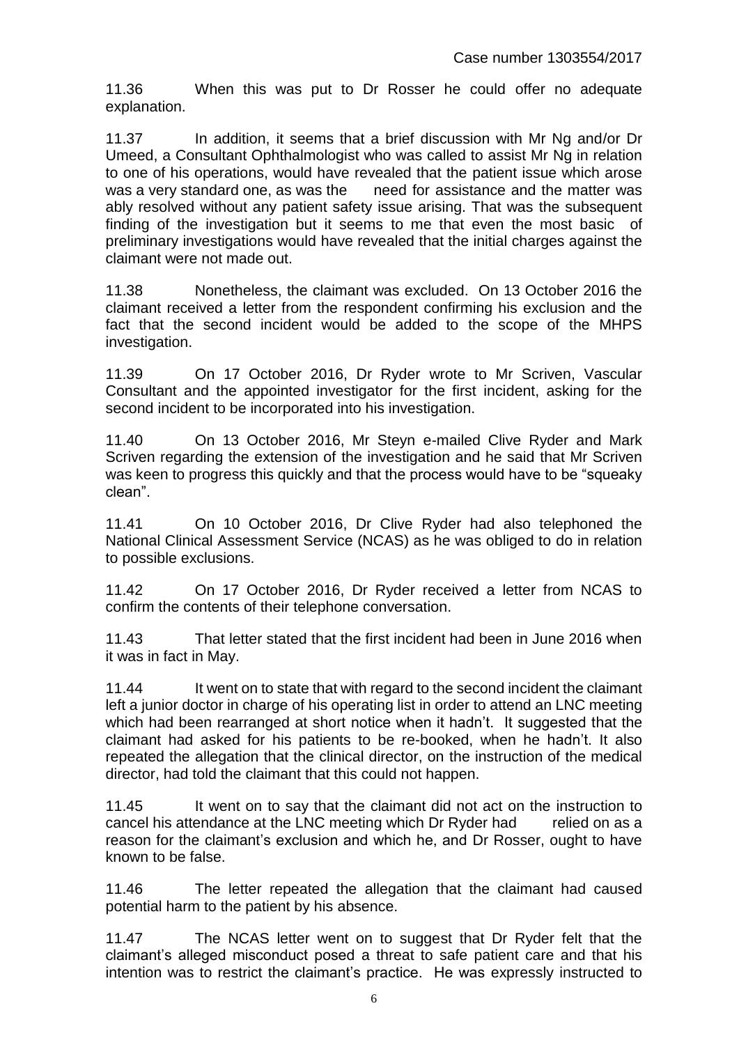11.36 When this was put to Dr Rosser he could offer no adequate explanation.

11.37 In addition, it seems that a brief discussion with Mr Ng and/or Dr Umeed, a Consultant Ophthalmologist who was called to assist Mr Ng in relation to one of his operations, would have revealed that the patient issue which arose was a very standard one, as was the need for assistance and the matter was ably resolved without any patient safety issue arising. That was the subsequent finding of the investigation but it seems to me that even the most basic of preliminary investigations would have revealed that the initial charges against the claimant were not made out.

11.38 Nonetheless, the claimant was excluded. On 13 October 2016 the claimant received a letter from the respondent confirming his exclusion and the fact that the second incident would be added to the scope of the MHPS investigation.

11.39 On 17 October 2016, Dr Ryder wrote to Mr Scriven, Vascular Consultant and the appointed investigator for the first incident, asking for the second incident to be incorporated into his investigation.

11.40 On 13 October 2016, Mr Steyn e-mailed Clive Ryder and Mark Scriven regarding the extension of the investigation and he said that Mr Scriven was keen to progress this quickly and that the process would have to be "squeaky clean".

11.41 On 10 October 2016, Dr Clive Ryder had also telephoned the National Clinical Assessment Service (NCAS) as he was obliged to do in relation to possible exclusions.

11.42 On 17 October 2016, Dr Ryder received a letter from NCAS to confirm the contents of their telephone conversation.

11.43 That letter stated that the first incident had been in June 2016 when it was in fact in May.

11.44 It went on to state that with regard to the second incident the claimant left a junior doctor in charge of his operating list in order to attend an LNC meeting which had been rearranged at short notice when it hadn't. It suggested that the claimant had asked for his patients to be re-booked, when he hadn't. It also repeated the allegation that the clinical director, on the instruction of the medical director, had told the claimant that this could not happen.

11.45 It went on to say that the claimant did not act on the instruction to cancel his attendance at the LNC meeting which Dr Ryder had relied on as a reason for the claimant's exclusion and which he, and Dr Rosser, ought to have known to be false.

11.46 The letter repeated the allegation that the claimant had caused potential harm to the patient by his absence.

11.47 The NCAS letter went on to suggest that Dr Ryder felt that the claimant's alleged misconduct posed a threat to safe patient care and that his intention was to restrict the claimant's practice. He was expressly instructed to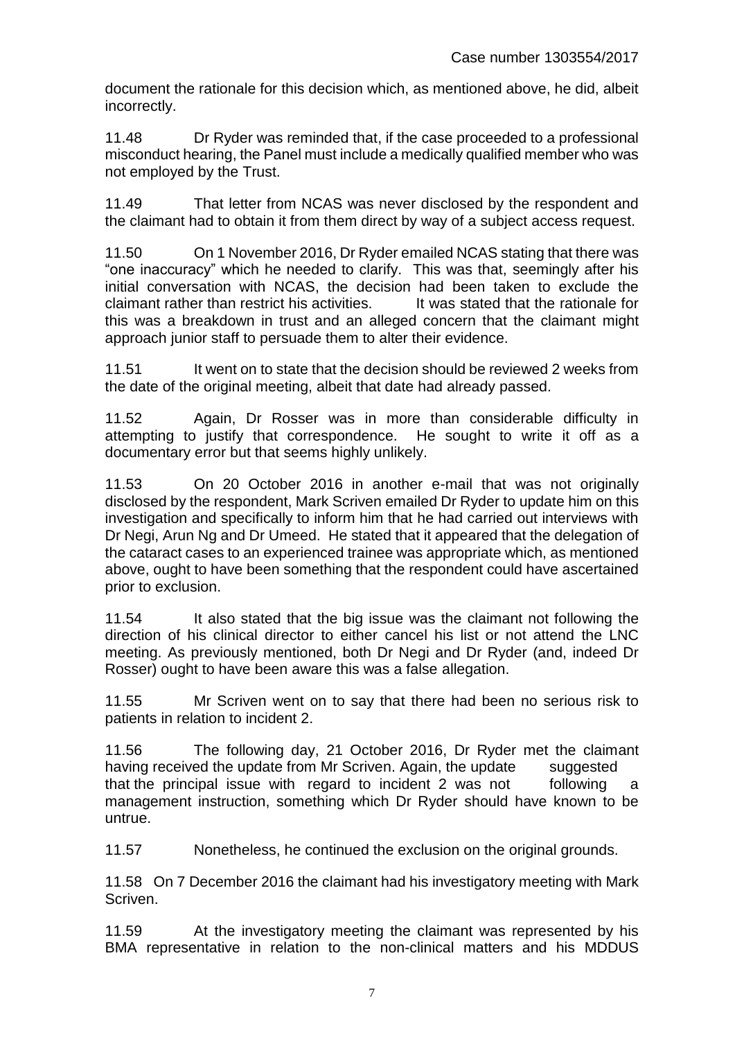document the rationale for this decision which, as mentioned above, he did, albeit incorrectly.

11.48 Dr Ryder was reminded that, if the case proceeded to a professional misconduct hearing, the Panel must include a medically qualified member who was not employed by the Trust.

11.49 That letter from NCAS was never disclosed by the respondent and the claimant had to obtain it from them direct by way of a subject access request.

11.50 On 1 November 2016, Dr Ryder emailed NCAS stating that there was "one inaccuracy" which he needed to clarify. This was that, seemingly after his initial conversation with NCAS, the decision had been taken to exclude the claimant rather than restrict his activities. It was stated that the rationale for this was a breakdown in trust and an alleged concern that the claimant might approach junior staff to persuade them to alter their evidence.

11.51 It went on to state that the decision should be reviewed 2 weeks from the date of the original meeting, albeit that date had already passed.

11.52 Again, Dr Rosser was in more than considerable difficulty in attempting to justify that correspondence. He sought to write it off as a documentary error but that seems highly unlikely.

11.53 On 20 October 2016 in another e-mail that was not originally disclosed by the respondent, Mark Scriven emailed Dr Ryder to update him on this investigation and specifically to inform him that he had carried out interviews with Dr Negi, Arun Ng and Dr Umeed. He stated that it appeared that the delegation of the cataract cases to an experienced trainee was appropriate which, as mentioned above, ought to have been something that the respondent could have ascertained prior to exclusion.

11.54 It also stated that the big issue was the claimant not following the direction of his clinical director to either cancel his list or not attend the LNC meeting. As previously mentioned, both Dr Negi and Dr Ryder (and, indeed Dr Rosser) ought to have been aware this was a false allegation.

11.55 Mr Scriven went on to say that there had been no serious risk to patients in relation to incident 2.

11.56 The following day, 21 October 2016, Dr Ryder met the claimant having received the update from Mr Scriven. Again, the update suggested that the principal issue with regard to incident 2 was not following a management instruction, something which Dr Ryder should have known to be untrue.

11.57 Nonetheless, he continued the exclusion on the original grounds.

11.58 On 7 December 2016 the claimant had his investigatory meeting with Mark Scriven.

11.59 At the investigatory meeting the claimant was represented by his BMA representative in relation to the non-clinical matters and his MDDUS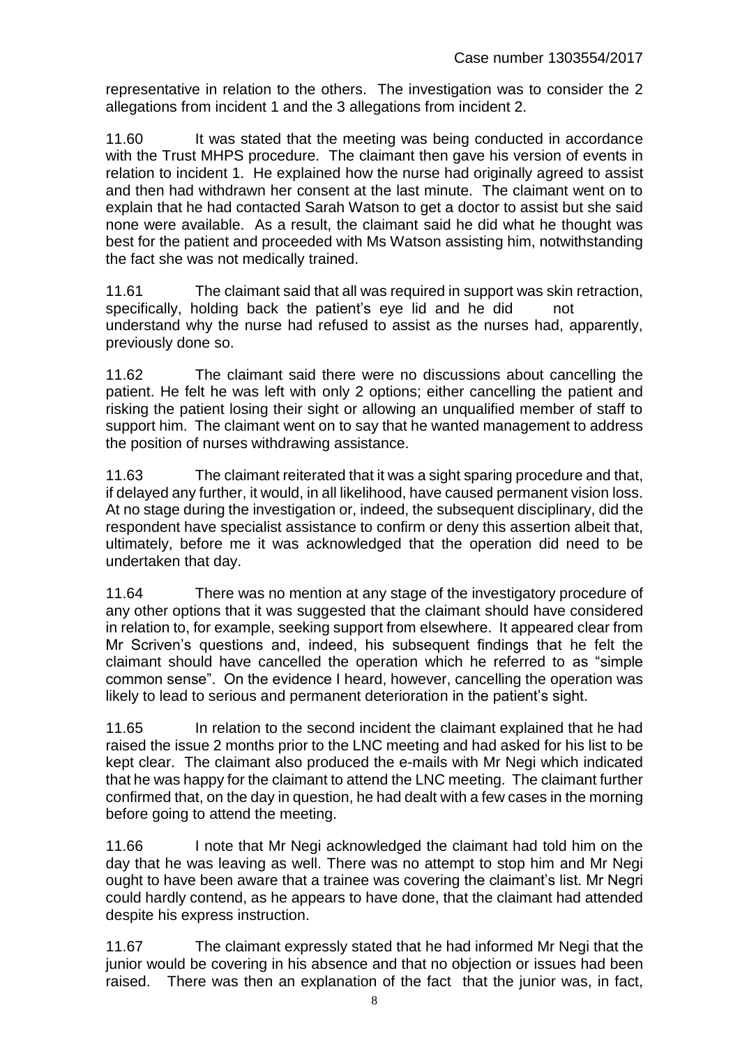representative in relation to the others. The investigation was to consider the 2 allegations from incident 1 and the 3 allegations from incident 2.

11.60 It was stated that the meeting was being conducted in accordance with the Trust MHPS procedure. The claimant then gave his version of events in relation to incident 1. He explained how the nurse had originally agreed to assist and then had withdrawn her consent at the last minute. The claimant went on to explain that he had contacted Sarah Watson to get a doctor to assist but she said none were available. As a result, the claimant said he did what he thought was best for the patient and proceeded with Ms Watson assisting him, notwithstanding the fact she was not medically trained.

11.61 The claimant said that all was required in support was skin retraction, specifically, holding back the patient's eye lid and he did not understand why the nurse had refused to assist as the nurses had, apparently, previously done so.

11.62 The claimant said there were no discussions about cancelling the patient. He felt he was left with only 2 options; either cancelling the patient and risking the patient losing their sight or allowing an unqualified member of staff to support him. The claimant went on to say that he wanted management to address the position of nurses withdrawing assistance.

11.63 The claimant reiterated that it was a sight sparing procedure and that, if delayed any further, it would, in all likelihood, have caused permanent vision loss. At no stage during the investigation or, indeed, the subsequent disciplinary, did the respondent have specialist assistance to confirm or deny this assertion albeit that, ultimately, before me it was acknowledged that the operation did need to be undertaken that day.

11.64 There was no mention at any stage of the investigatory procedure of any other options that it was suggested that the claimant should have considered in relation to, for example, seeking support from elsewhere. It appeared clear from Mr Scriven's questions and, indeed, his subsequent findings that he felt the claimant should have cancelled the operation which he referred to as "simple common sense". On the evidence I heard, however, cancelling the operation was likely to lead to serious and permanent deterioration in the patient's sight.

11.65 In relation to the second incident the claimant explained that he had raised the issue 2 months prior to the LNC meeting and had asked for his list to be kept clear. The claimant also produced the e-mails with Mr Negi which indicated that he was happy for the claimant to attend the LNC meeting. The claimant further confirmed that, on the day in question, he had dealt with a few cases in the morning before going to attend the meeting.

11.66 I note that Mr Negi acknowledged the claimant had told him on the day that he was leaving as well. There was no attempt to stop him and Mr Negi ought to have been aware that a trainee was covering the claimant's list. Mr Negri could hardly contend, as he appears to have done, that the claimant had attended despite his express instruction.

11.67 The claimant expressly stated that he had informed Mr Negi that the junior would be covering in his absence and that no objection or issues had been raised. There was then an explanation of the fact that the junior was, in fact,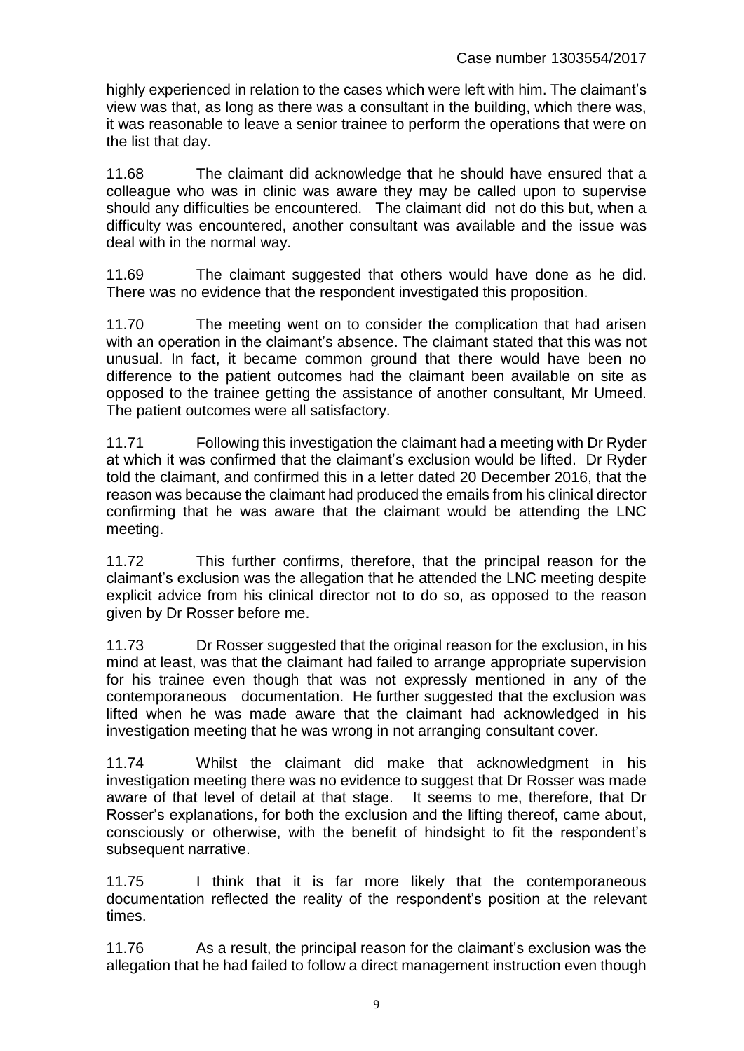highly experienced in relation to the cases which were left with him. The claimant's view was that, as long as there was a consultant in the building, which there was, it was reasonable to leave a senior trainee to perform the operations that were on the list that day.

11.68 The claimant did acknowledge that he should have ensured that a colleague who was in clinic was aware they may be called upon to supervise should any difficulties be encountered. The claimant did not do this but, when a difficulty was encountered, another consultant was available and the issue was deal with in the normal way.

11.69 The claimant suggested that others would have done as he did. There was no evidence that the respondent investigated this proposition.

11.70 The meeting went on to consider the complication that had arisen with an operation in the claimant's absence. The claimant stated that this was not unusual. In fact, it became common ground that there would have been no difference to the patient outcomes had the claimant been available on site as opposed to the trainee getting the assistance of another consultant, Mr Umeed. The patient outcomes were all satisfactory.

11.71 Following this investigation the claimant had a meeting with Dr Ryder at which it was confirmed that the claimant's exclusion would be lifted. Dr Ryder told the claimant, and confirmed this in a letter dated 20 December 2016, that the reason was because the claimant had produced the emails from his clinical director confirming that he was aware that the claimant would be attending the LNC meeting.

11.72 This further confirms, therefore, that the principal reason for the claimant's exclusion was the allegation that he attended the LNC meeting despite explicit advice from his clinical director not to do so, as opposed to the reason given by Dr Rosser before me.

11.73 Dr Rosser suggested that the original reason for the exclusion, in his mind at least, was that the claimant had failed to arrange appropriate supervision for his trainee even though that was not expressly mentioned in any of the contemporaneous documentation. He further suggested that the exclusion was lifted when he was made aware that the claimant had acknowledged in his investigation meeting that he was wrong in not arranging consultant cover.

11.74 Whilst the claimant did make that acknowledgment in his investigation meeting there was no evidence to suggest that Dr Rosser was made aware of that level of detail at that stage. It seems to me, therefore, that Dr Rosser's explanations, for both the exclusion and the lifting thereof, came about, consciously or otherwise, with the benefit of hindsight to fit the respondent's subsequent narrative.

11.75 I think that it is far more likely that the contemporaneous documentation reflected the reality of the respondent's position at the relevant times.

11.76 As a result, the principal reason for the claimant's exclusion was the allegation that he had failed to follow a direct management instruction even though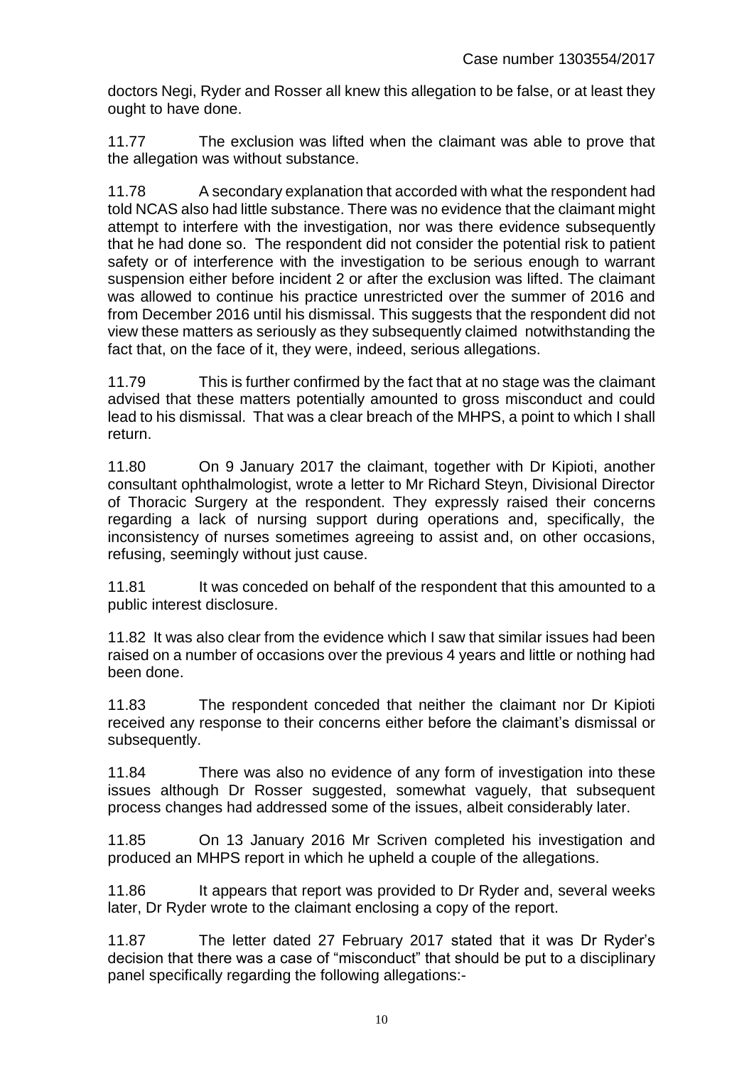doctors Negi, Ryder and Rosser all knew this allegation to be false, or at least they ought to have done.

11.77 The exclusion was lifted when the claimant was able to prove that the allegation was without substance.

11.78 A secondary explanation that accorded with what the respondent had told NCAS also had little substance. There was no evidence that the claimant might attempt to interfere with the investigation, nor was there evidence subsequently that he had done so. The respondent did not consider the potential risk to patient safety or of interference with the investigation to be serious enough to warrant suspension either before incident 2 or after the exclusion was lifted. The claimant was allowed to continue his practice unrestricted over the summer of 2016 and from December 2016 until his dismissal. This suggests that the respondent did not view these matters as seriously as they subsequently claimed notwithstanding the fact that, on the face of it, they were, indeed, serious allegations.

11.79 This is further confirmed by the fact that at no stage was the claimant advised that these matters potentially amounted to gross misconduct and could lead to his dismissal. That was a clear breach of the MHPS, a point to which I shall return.

11.80 On 9 January 2017 the claimant, together with Dr Kipioti, another consultant ophthalmologist, wrote a letter to Mr Richard Steyn, Divisional Director of Thoracic Surgery at the respondent. They expressly raised their concerns regarding a lack of nursing support during operations and, specifically, the inconsistency of nurses sometimes agreeing to assist and, on other occasions, refusing, seemingly without just cause.

11.81 It was conceded on behalf of the respondent that this amounted to a public interest disclosure.

11.82 It was also clear from the evidence which I saw that similar issues had been raised on a number of occasions over the previous 4 years and little or nothing had been done.

11.83 The respondent conceded that neither the claimant nor Dr Kipioti received any response to their concerns either before the claimant's dismissal or subsequently.

11.84 There was also no evidence of any form of investigation into these issues although Dr Rosser suggested, somewhat vaguely, that subsequent process changes had addressed some of the issues, albeit considerably later.

11.85 On 13 January 2016 Mr Scriven completed his investigation and produced an MHPS report in which he upheld a couple of the allegations.

11.86 It appears that report was provided to Dr Ryder and, several weeks later, Dr Ryder wrote to the claimant enclosing a copy of the report.

11.87 The letter dated 27 February 2017 stated that it was Dr Ryder's decision that there was a case of "misconduct" that should be put to a disciplinary panel specifically regarding the following allegations:-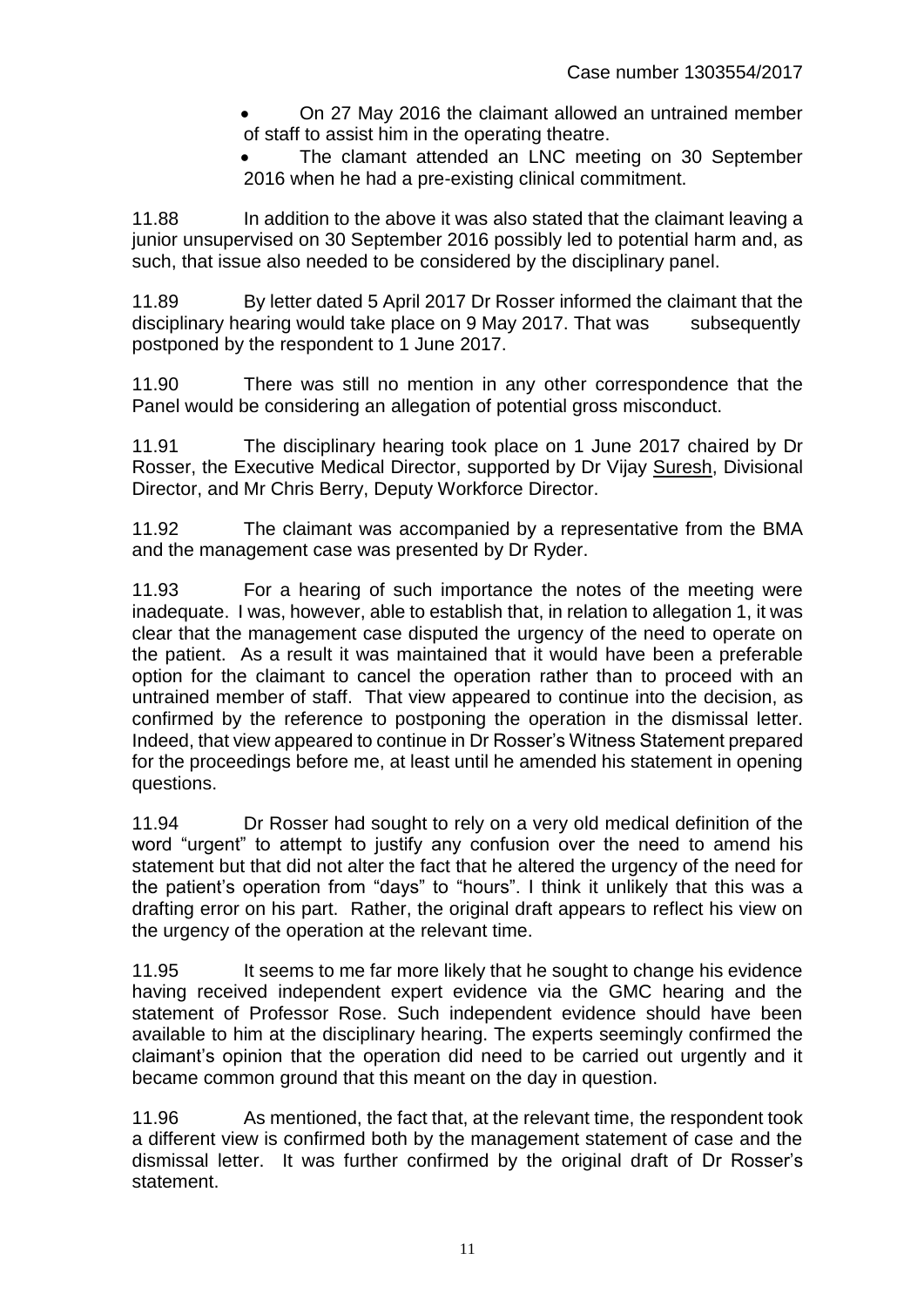- On 27 May 2016 the claimant allowed an untrained member of staff to assist him in the operating theatre.
- The clamant attended an LNC meeting on 30 September 2016 when he had a pre-existing clinical commitment.

11.88 In addition to the above it was also stated that the claimant leaving a junior unsupervised on 30 September 2016 possibly led to potential harm and, as such, that issue also needed to be considered by the disciplinary panel.

11.89 By letter dated 5 April 2017 Dr Rosser informed the claimant that the disciplinary hearing would take place on 9 May 2017. That was subsequently postponed by the respondent to 1 June 2017.

11.90 There was still no mention in any other correspondence that the Panel would be considering an allegation of potential gross misconduct.

11.91 The disciplinary hearing took place on 1 June 2017 chaired by Dr Rosser, the Executive Medical Director, supported by Dr Vijay Suresh, Divisional Director, and Mr Chris Berry, Deputy Workforce Director.

11.92 The claimant was accompanied by a representative from the BMA and the management case was presented by Dr Ryder.

11.93 For a hearing of such importance the notes of the meeting were inadequate. I was, however, able to establish that, in relation to allegation 1, it was clear that the management case disputed the urgency of the need to operate on the patient. As a result it was maintained that it would have been a preferable option for the claimant to cancel the operation rather than to proceed with an untrained member of staff. That view appeared to continue into the decision, as confirmed by the reference to postponing the operation in the dismissal letter. Indeed, that view appeared to continue in Dr Rosser's Witness Statement prepared for the proceedings before me, at least until he amended his statement in opening questions.

11.94 Dr Rosser had sought to rely on a very old medical definition of the word "urgent" to attempt to justify any confusion over the need to amend his statement but that did not alter the fact that he altered the urgency of the need for the patient's operation from "days" to "hours". I think it unlikely that this was a drafting error on his part. Rather, the original draft appears to reflect his view on the urgency of the operation at the relevant time.

11.95 It seems to me far more likely that he sought to change his evidence having received independent expert evidence via the GMC hearing and the statement of Professor Rose. Such independent evidence should have been available to him at the disciplinary hearing. The experts seemingly confirmed the claimant's opinion that the operation did need to be carried out urgently and it became common ground that this meant on the day in question.

11.96 As mentioned, the fact that, at the relevant time, the respondent took a different view is confirmed both by the management statement of case and the dismissal letter. It was further confirmed by the original draft of Dr Rosser's statement.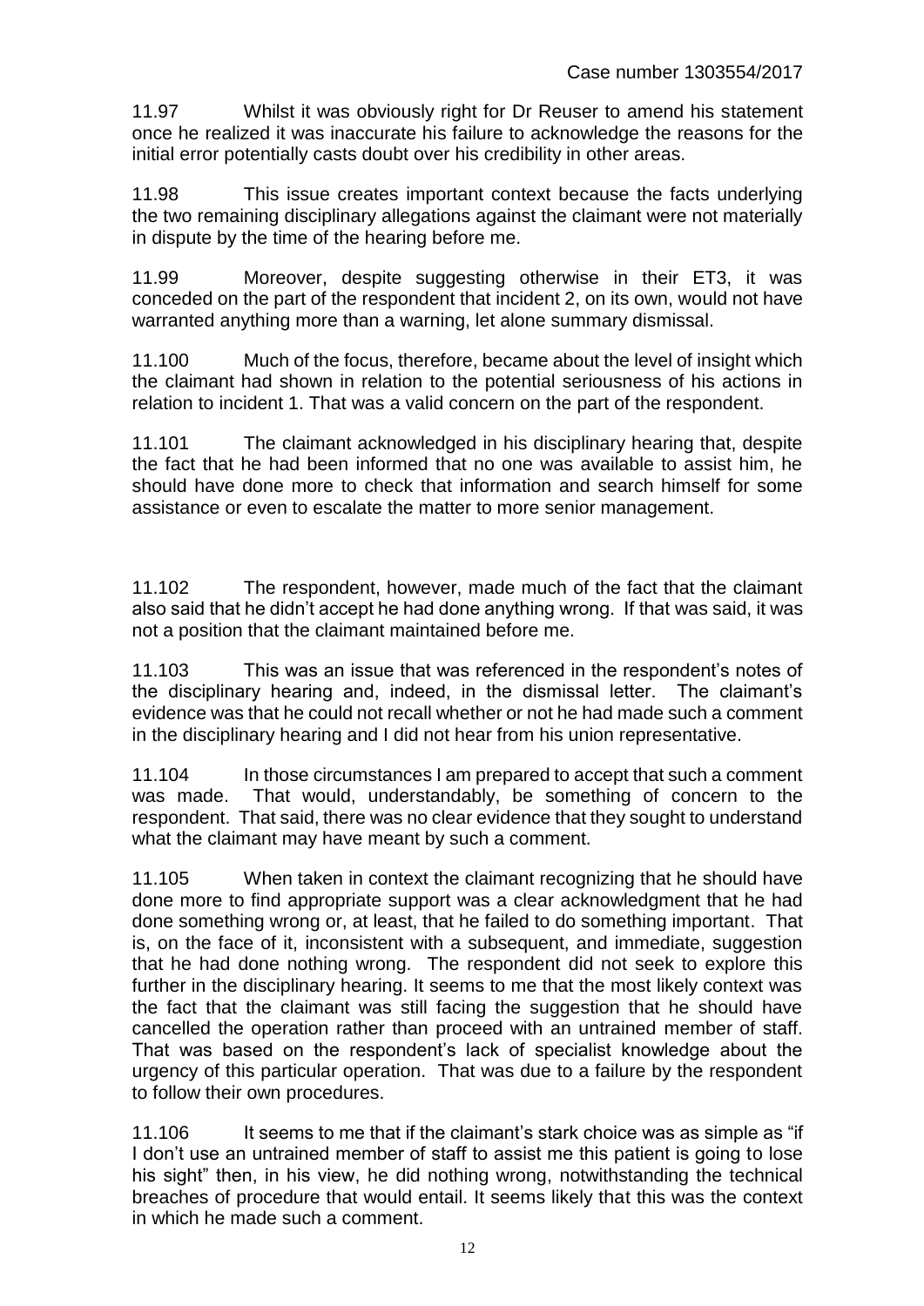11.97 Whilst it was obviously right for Dr Reuser to amend his statement once he realized it was inaccurate his failure to acknowledge the reasons for the initial error potentially casts doubt over his credibility in other areas.

11.98 This issue creates important context because the facts underlying the two remaining disciplinary allegations against the claimant were not materially in dispute by the time of the hearing before me.

11.99 Moreover, despite suggesting otherwise in their ET3, it was conceded on the part of the respondent that incident 2, on its own, would not have warranted anything more than a warning, let alone summary dismissal.

11.100 Much of the focus, therefore, became about the level of insight which the claimant had shown in relation to the potential seriousness of his actions in relation to incident 1. That was a valid concern on the part of the respondent.

11.101 The claimant acknowledged in his disciplinary hearing that, despite the fact that he had been informed that no one was available to assist him, he should have done more to check that information and search himself for some assistance or even to escalate the matter to more senior management.

11.102 The respondent, however, made much of the fact that the claimant also said that he didn't accept he had done anything wrong. If that was said, it was not a position that the claimant maintained before me.

11.103 This was an issue that was referenced in the respondent's notes of the disciplinary hearing and, indeed, in the dismissal letter. The claimant's evidence was that he could not recall whether or not he had made such a comment in the disciplinary hearing and I did not hear from his union representative.

11.104 In those circumstances I am prepared to accept that such a comment was made. That would, understandably, be something of concern to the respondent. That said, there was no clear evidence that they sought to understand what the claimant may have meant by such a comment.

11.105 When taken in context the claimant recognizing that he should have done more to find appropriate support was a clear acknowledgment that he had done something wrong or, at least, that he failed to do something important. That is, on the face of it, inconsistent with a subsequent, and immediate, suggestion that he had done nothing wrong. The respondent did not seek to explore this further in the disciplinary hearing. It seems to me that the most likely context was the fact that the claimant was still facing the suggestion that he should have cancelled the operation rather than proceed with an untrained member of staff. That was based on the respondent's lack of specialist knowledge about the urgency of this particular operation. That was due to a failure by the respondent to follow their own procedures.

11.106 It seems to me that if the claimant's stark choice was as simple as "if I don't use an untrained member of staff to assist me this patient is going to lose his sight" then, in his view, he did nothing wrong, notwithstanding the technical breaches of procedure that would entail. It seems likely that this was the context in which he made such a comment.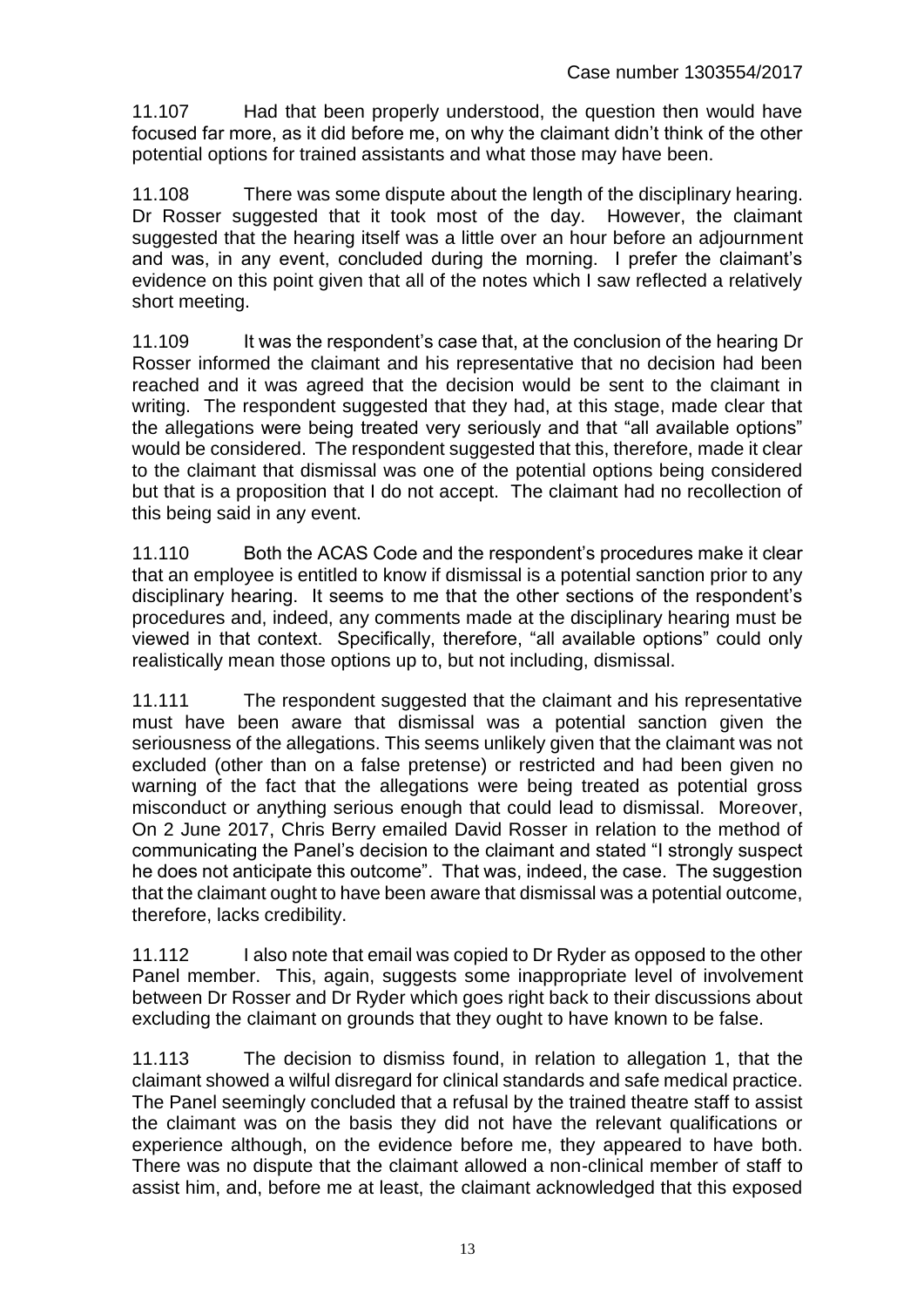11.107 Had that been properly understood, the question then would have focused far more, as it did before me, on why the claimant didn't think of the other potential options for trained assistants and what those may have been.

11.108 There was some dispute about the length of the disciplinary hearing. Dr Rosser suggested that it took most of the day. However, the claimant suggested that the hearing itself was a little over an hour before an adjournment and was, in any event, concluded during the morning. I prefer the claimant's evidence on this point given that all of the notes which I saw reflected a relatively short meeting.

11.109 It was the respondent's case that, at the conclusion of the hearing Dr Rosser informed the claimant and his representative that no decision had been reached and it was agreed that the decision would be sent to the claimant in writing. The respondent suggested that they had, at this stage, made clear that the allegations were being treated very seriously and that "all available options" would be considered. The respondent suggested that this, therefore, made it clear to the claimant that dismissal was one of the potential options being considered but that is a proposition that I do not accept. The claimant had no recollection of this being said in any event.

11.110 Both the ACAS Code and the respondent's procedures make it clear that an employee is entitled to know if dismissal is a potential sanction prior to any disciplinary hearing. It seems to me that the other sections of the respondent's procedures and, indeed, any comments made at the disciplinary hearing must be viewed in that context. Specifically, therefore, "all available options" could only realistically mean those options up to, but not including, dismissal.

11.111 The respondent suggested that the claimant and his representative must have been aware that dismissal was a potential sanction given the seriousness of the allegations. This seems unlikely given that the claimant was not excluded (other than on a false pretense) or restricted and had been given no warning of the fact that the allegations were being treated as potential gross misconduct or anything serious enough that could lead to dismissal. Moreover, On 2 June 2017, Chris Berry emailed David Rosser in relation to the method of communicating the Panel's decision to the claimant and stated "I strongly suspect he does not anticipate this outcome". That was, indeed, the case. The suggestion that the claimant ought to have been aware that dismissal was a potential outcome, therefore, lacks credibility.

11.112 I also note that email was copied to Dr Ryder as opposed to the other Panel member. This, again, suggests some inappropriate level of involvement between Dr Rosser and Dr Ryder which goes right back to their discussions about excluding the claimant on grounds that they ought to have known to be false.

11.113 The decision to dismiss found, in relation to allegation 1, that the claimant showed a wilful disregard for clinical standards and safe medical practice. The Panel seemingly concluded that a refusal by the trained theatre staff to assist the claimant was on the basis they did not have the relevant qualifications or experience although, on the evidence before me, they appeared to have both. There was no dispute that the claimant allowed a non-clinical member of staff to assist him, and, before me at least, the claimant acknowledged that this exposed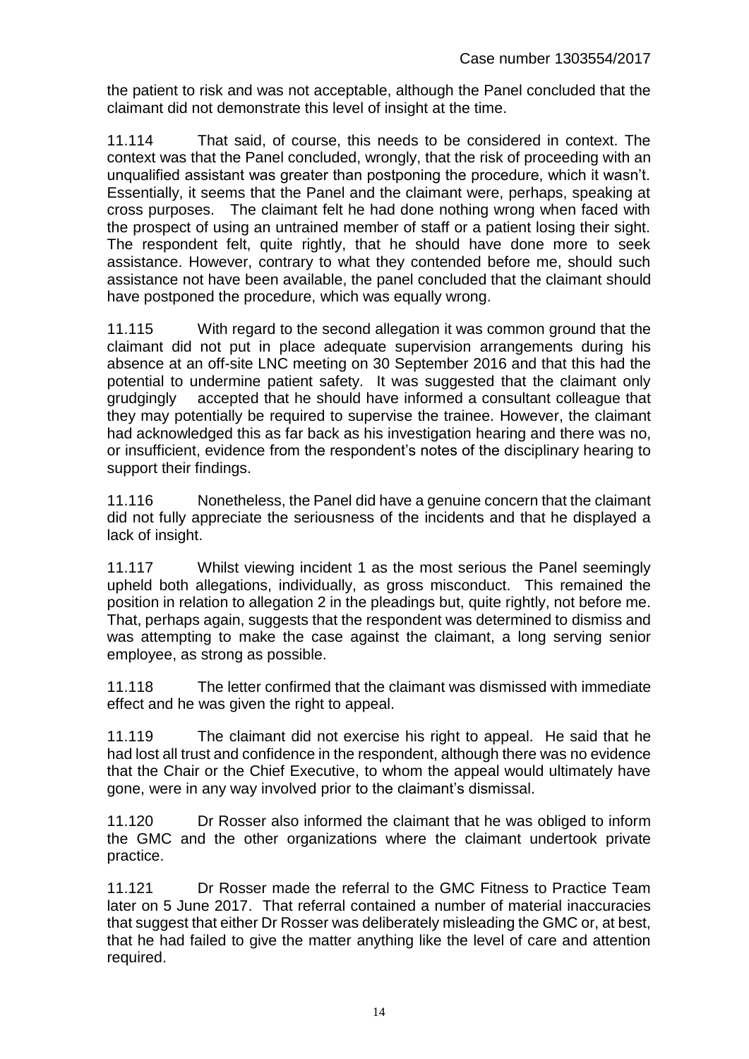the patient to risk and was not acceptable, although the Panel concluded that the claimant did not demonstrate this level of insight at the time.

11.114 That said, of course, this needs to be considered in context. The context was that the Panel concluded, wrongly, that the risk of proceeding with an unqualified assistant was greater than postponing the procedure, which it wasn't. Essentially, it seems that the Panel and the claimant were, perhaps, speaking at cross purposes. The claimant felt he had done nothing wrong when faced with the prospect of using an untrained member of staff or a patient losing their sight. The respondent felt, quite rightly, that he should have done more to seek assistance. However, contrary to what they contended before me, should such assistance not have been available, the panel concluded that the claimant should have postponed the procedure, which was equally wrong.

11.115 With regard to the second allegation it was common ground that the claimant did not put in place adequate supervision arrangements during his absence at an off-site LNC meeting on 30 September 2016 and that this had the potential to undermine patient safety. It was suggested that the claimant only grudgingly accepted that he should have informed a consultant colleague that they may potentially be required to supervise the trainee. However, the claimant had acknowledged this as far back as his investigation hearing and there was no, or insufficient, evidence from the respondent's notes of the disciplinary hearing to support their findings.

11.116 Nonetheless, the Panel did have a genuine concern that the claimant did not fully appreciate the seriousness of the incidents and that he displayed a lack of insight.

11.117 Whilst viewing incident 1 as the most serious the Panel seemingly upheld both allegations, individually, as gross misconduct. This remained the position in relation to allegation 2 in the pleadings but, quite rightly, not before me. That, perhaps again, suggests that the respondent was determined to dismiss and was attempting to make the case against the claimant, a long serving senior employee, as strong as possible.

11.118 The letter confirmed that the claimant was dismissed with immediate effect and he was given the right to appeal.

11.119 The claimant did not exercise his right to appeal. He said that he had lost all trust and confidence in the respondent, although there was no evidence that the Chair or the Chief Executive, to whom the appeal would ultimately have gone, were in any way involved prior to the claimant's dismissal.

11.120 Dr Rosser also informed the claimant that he was obliged to inform the GMC and the other organizations where the claimant undertook private practice.

11.121 Dr Rosser made the referral to the GMC Fitness to Practice Team later on 5 June 2017. That referral contained a number of material inaccuracies that suggest that either Dr Rosser was deliberately misleading the GMC or, at best, that he had failed to give the matter anything like the level of care and attention required.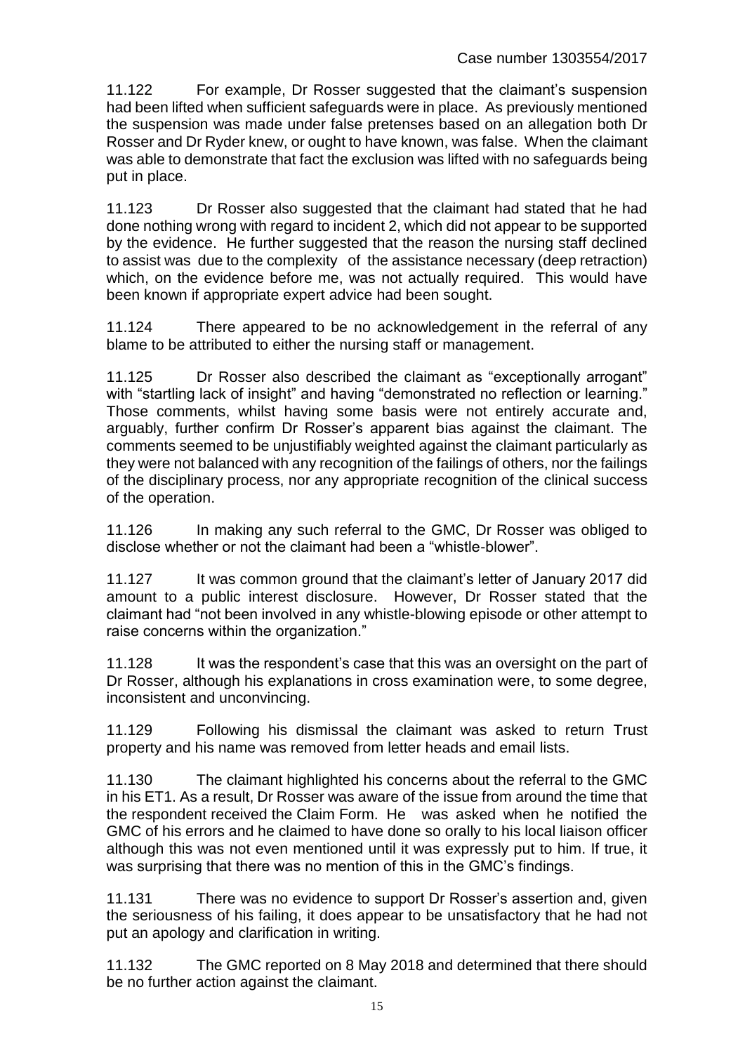11.122 For example, Dr Rosser suggested that the claimant's suspension had been lifted when sufficient safeguards were in place. As previously mentioned the suspension was made under false pretenses based on an allegation both Dr Rosser and Dr Ryder knew, or ought to have known, was false. When the claimant was able to demonstrate that fact the exclusion was lifted with no safeguards being put in place.

11.123 Dr Rosser also suggested that the claimant had stated that he had done nothing wrong with regard to incident 2, which did not appear to be supported by the evidence. He further suggested that the reason the nursing staff declined to assist was due to the complexity of the assistance necessary (deep retraction) which, on the evidence before me, was not actually required. This would have been known if appropriate expert advice had been sought.

11.124 There appeared to be no acknowledgement in the referral of any blame to be attributed to either the nursing staff or management.

11.125 Dr Rosser also described the claimant as "exceptionally arrogant" with "startling lack of insight" and having "demonstrated no reflection or learning." Those comments, whilst having some basis were not entirely accurate and, arguably, further confirm Dr Rosser's apparent bias against the claimant. The comments seemed to be unjustifiably weighted against the claimant particularly as they were not balanced with any recognition of the failings of others, nor the failings of the disciplinary process, nor any appropriate recognition of the clinical success of the operation.

11.126 In making any such referral to the GMC, Dr Rosser was obliged to disclose whether or not the claimant had been a "whistle-blower".

11.127 It was common ground that the claimant's letter of January 2017 did amount to a public interest disclosure. However, Dr Rosser stated that the claimant had "not been involved in any whistle-blowing episode or other attempt to raise concerns within the organization."

11.128 It was the respondent's case that this was an oversight on the part of Dr Rosser, although his explanations in cross examination were, to some degree, inconsistent and unconvincing.

11.129 Following his dismissal the claimant was asked to return Trust property and his name was removed from letter heads and email lists.

11.130 The claimant highlighted his concerns about the referral to the GMC in his ET1. As a result, Dr Rosser was aware of the issue from around the time that the respondent received the Claim Form. He was asked when he notified the GMC of his errors and he claimed to have done so orally to his local liaison officer although this was not even mentioned until it was expressly put to him. If true, it was surprising that there was no mention of this in the GMC's findings.

11.131 There was no evidence to support Dr Rosser's assertion and, given the seriousness of his failing, it does appear to be unsatisfactory that he had not put an apology and clarification in writing.

11.132 The GMC reported on 8 May 2018 and determined that there should be no further action against the claimant.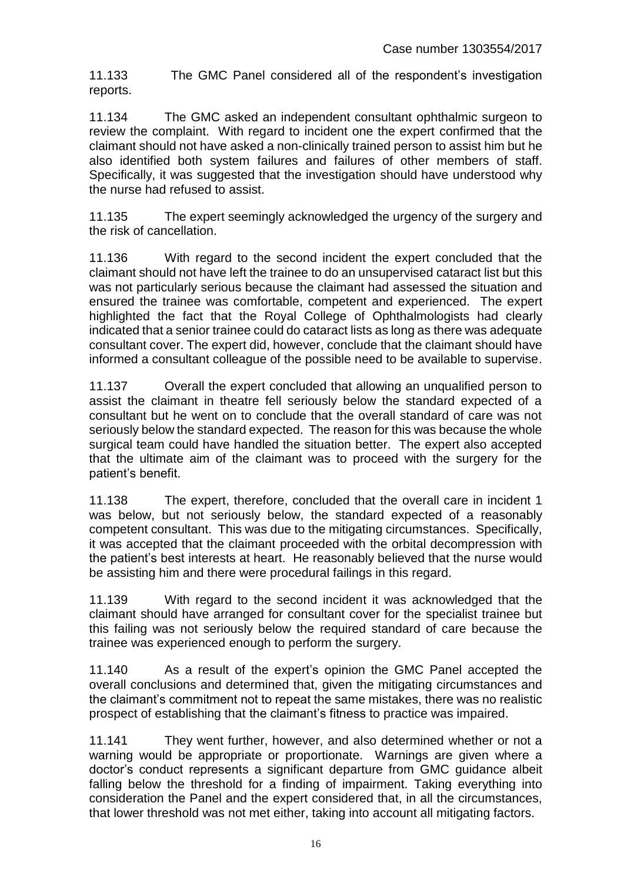11.133 The GMC Panel considered all of the respondent's investigation reports.

11.134 The GMC asked an independent consultant ophthalmic surgeon to review the complaint. With regard to incident one the expert confirmed that the claimant should not have asked a non-clinically trained person to assist him but he also identified both system failures and failures of other members of staff. Specifically, it was suggested that the investigation should have understood why the nurse had refused to assist.

11.135 The expert seemingly acknowledged the urgency of the surgery and the risk of cancellation.

11.136 With regard to the second incident the expert concluded that the claimant should not have left the trainee to do an unsupervised cataract list but this was not particularly serious because the claimant had assessed the situation and ensured the trainee was comfortable, competent and experienced. The expert highlighted the fact that the Royal College of Ophthalmologists had clearly indicated that a senior trainee could do cataract lists as long as there was adequate consultant cover. The expert did, however, conclude that the claimant should have informed a consultant colleague of the possible need to be available to supervise.

11.137 Overall the expert concluded that allowing an unqualified person to assist the claimant in theatre fell seriously below the standard expected of a consultant but he went on to conclude that the overall standard of care was not seriously below the standard expected. The reason for this was because the whole surgical team could have handled the situation better. The expert also accepted that the ultimate aim of the claimant was to proceed with the surgery for the patient's benefit.

11.138 The expert, therefore, concluded that the overall care in incident 1 was below, but not seriously below, the standard expected of a reasonably competent consultant. This was due to the mitigating circumstances. Specifically, it was accepted that the claimant proceeded with the orbital decompression with the patient's best interests at heart. He reasonably believed that the nurse would be assisting him and there were procedural failings in this regard.

11.139 With regard to the second incident it was acknowledged that the claimant should have arranged for consultant cover for the specialist trainee but this failing was not seriously below the required standard of care because the trainee was experienced enough to perform the surgery.

11.140 As a result of the expert's opinion the GMC Panel accepted the overall conclusions and determined that, given the mitigating circumstances and the claimant's commitment not to repeat the same mistakes, there was no realistic prospect of establishing that the claimant's fitness to practice was impaired.

11.141 They went further, however, and also determined whether or not a warning would be appropriate or proportionate. Warnings are given where a doctor's conduct represents a significant departure from GMC guidance albeit falling below the threshold for a finding of impairment. Taking everything into consideration the Panel and the expert considered that, in all the circumstances, that lower threshold was not met either, taking into account all mitigating factors.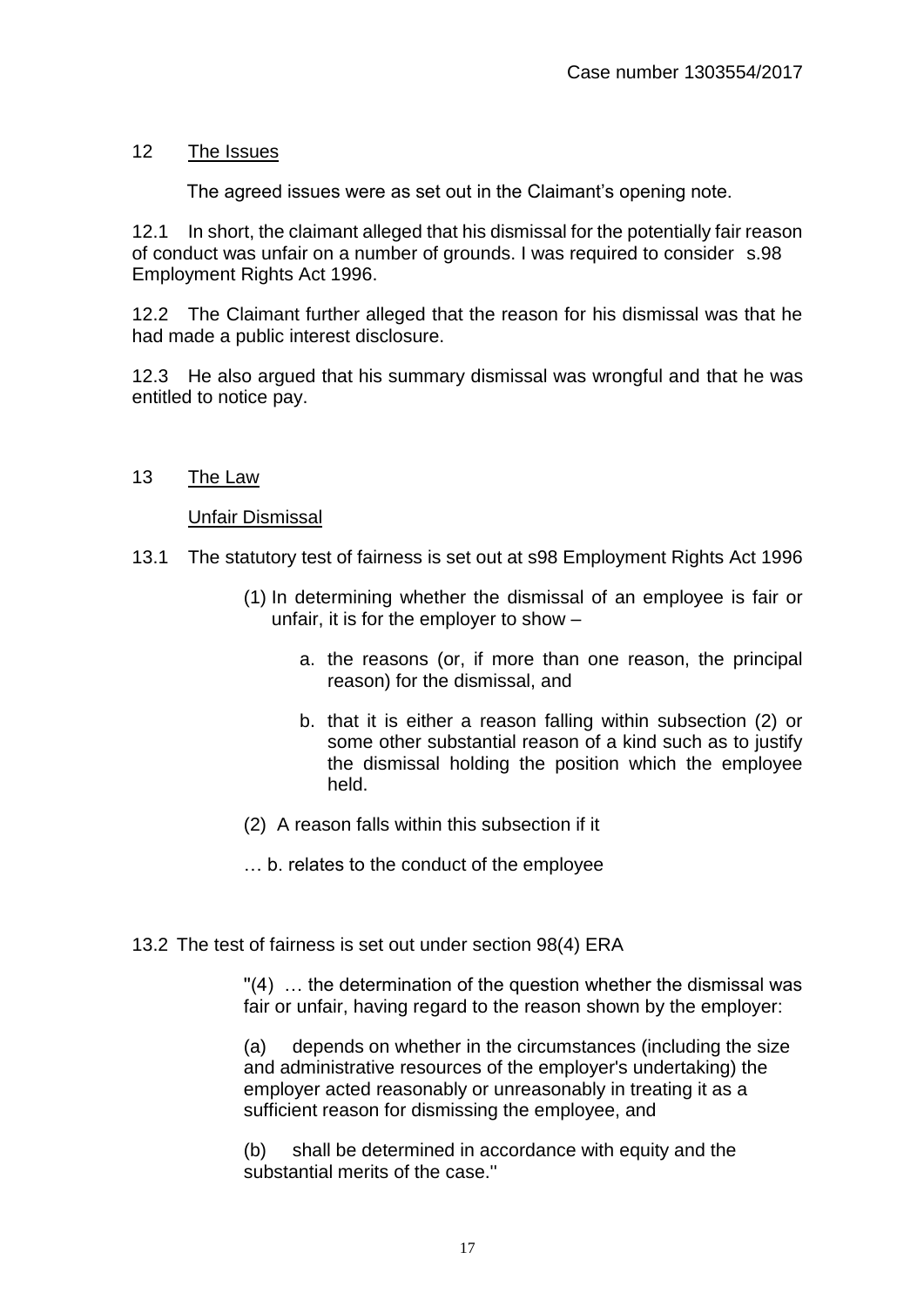## 12 <u>The Issues</u>

The agreed issues were as set out in the Claimant's opening note.

12.1 In short, the claimant alleged that his dismissal for the potentially fair reason of conduct was unfair on a number of grounds. I was required to consider s.98 Employment Rights Act 1996.

12.2 The Claimant further alleged that the reason for his dismissal was that he had made a public interest disclosure.

12.3 He also argued that his summary dismissal was wrongful and that he was entitled to notice pay.

## 13 <u>The Law</u>

### <u>Unfair Dismissal</u>

13.1 The statutory test of fairness is set out at s98 Employment Rights Act 1996

> (1) In determining whether the dismissal of an employee is fair or unfair, it is for the employer to show –
>
> a. the reasons (or, if more than one reason, the principal reason) for the dismissal, and
>
> b. that it is either a reason falling within subsection (2) or some other substantial reason of a kind such as to justify the dismissal holding the position which the employee held.
>
> (2) A reason falls within this subsection if it
>
> … b. relates to the conduct of the employee

13.2 The test of fairness is set out under section 98(4) ERA

> "(4) … the determination of the question whether the dismissal was fair or unfair, having regard to the reason shown by the employer:
>
> (a) depends on whether in the circumstances (including the size and administrative resources of the employer's undertaking) the employer acted reasonably or unreasonably in treating it as a sufficient reason for dismissing the employee, and
>
> (b) shall be determined in accordance with equity and the substantial merits of the case."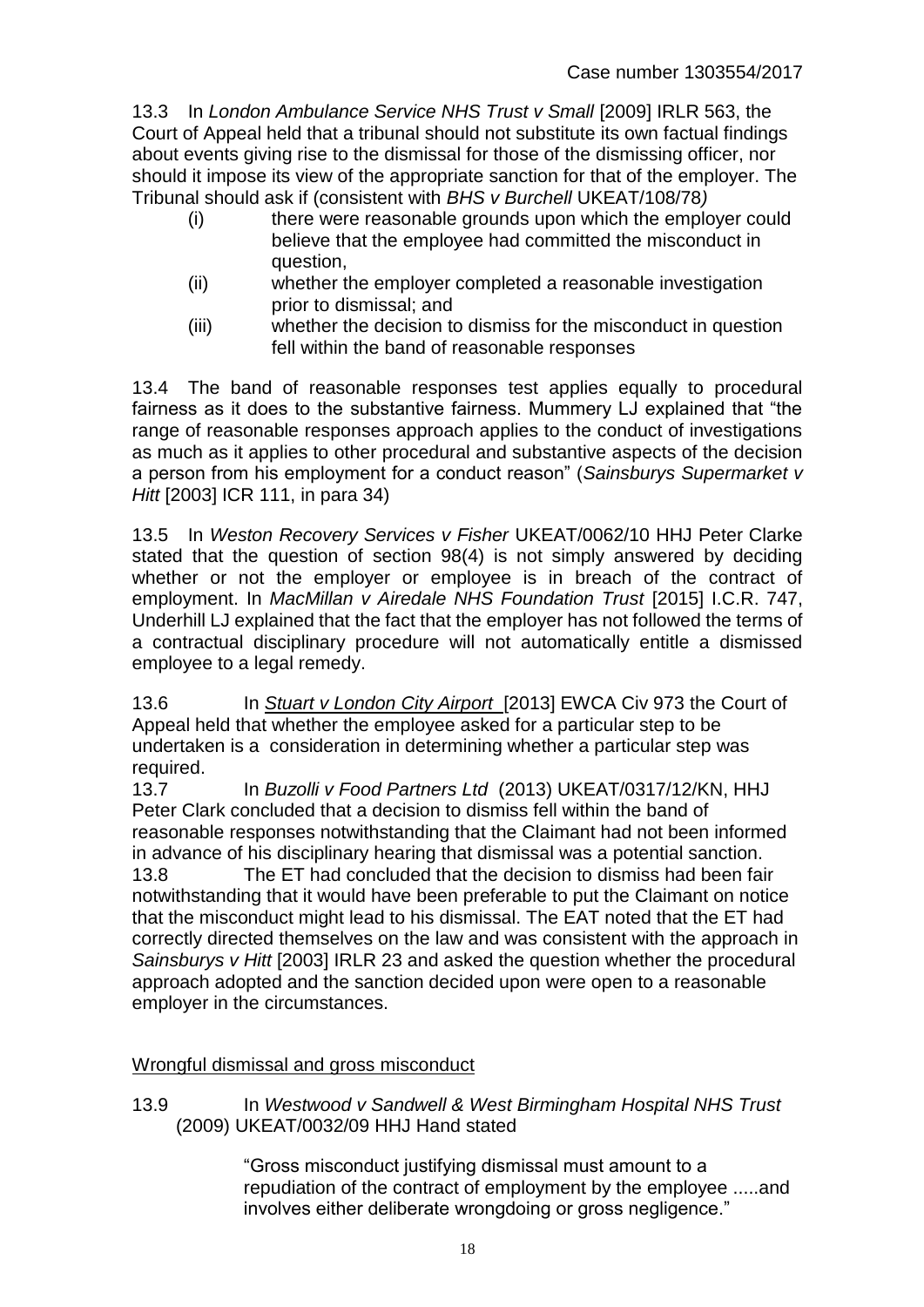13.3 In *London Ambulance Service NHS Trust v Small* [2009] IRLR 563, the Court of Appeal held that a tribunal should not substitute its own factual findings about events giving rise to the dismissal for those of the dismissing officer, nor should it impose its view of the appropriate sanction for that of the employer. The Tribunal should ask if (consistent with *BHS v Burchell* UKEAT/108/78*)*

(i) there were reasonable grounds upon which the employer could believe that the employee had committed the misconduct in question,

(ii) whether the employer completed a reasonable investigation prior to dismissal; and

(iii) whether the decision to dismiss for the misconduct in question fell within the band of reasonable responses

13.4 The band of reasonable responses test applies equally to procedural fairness as it does to the substantive fairness. Mummery LJ explained that "the range of reasonable responses approach applies to the conduct of investigations as much as it applies to other procedural and substantive aspects of the decision a person from his employment for a conduct reason" (*Sainsburys Supermarket v Hitt* [2003] ICR 111, in para 34)

13.5 In *Weston Recovery Services v Fisher* UKEAT/0062/10 HHJ Peter Clarke stated that the question of section 98(4) is not simply answered by deciding whether or not the employer or employee is in breach of the contract of employment. In *MacMillan v Airedale NHS Foundation Trust* [2015] I.C.R. 747, Underhill LJ explained that the fact that the employer has not followed the terms of a contractual disciplinary procedure will not automatically entitle a dismissed employee to a legal remedy.

13.6 In *Stuart v London City Airport* [2013] EWCA Civ 973 the Court of Appeal held that whether the employee asked for a particular step to be undertaken is a consideration in determining whether a particular step was required.

13.7 In *Buzolli v Food Partners Ltd* (2013) UKEAT/0317/12/KN, HHJ Peter Clark concluded that a decision to dismiss fell within the band of reasonable responses notwithstanding that the Claimant had not been informed in advance of his disciplinary hearing that dismissal was a potential sanction.

13.8 The ET had concluded that the decision to dismiss had been fair notwithstanding that it would have been preferable to put the Claimant on notice that the misconduct might lead to his dismissal. The EAT noted that the ET had correctly directed themselves on the law and was consistent with the approach in *Sainsburys v Hitt* [2003] IRLR 23 and asked the question whether the procedural approach adopted and the sanction decided upon were open to a reasonable employer in the circumstances.

## Wrongful dismissal and gross misconduct

13.9 In *Westwood v Sandwell & West Birmingham Hospital NHS Trust* (2009) UKEAT/0032/09 HHJ Hand stated

> "Gross misconduct justifying dismissal must amount to a repudiation of the contract of employment by the employee .....and involves either deliberate wrongdoing or gross negligence."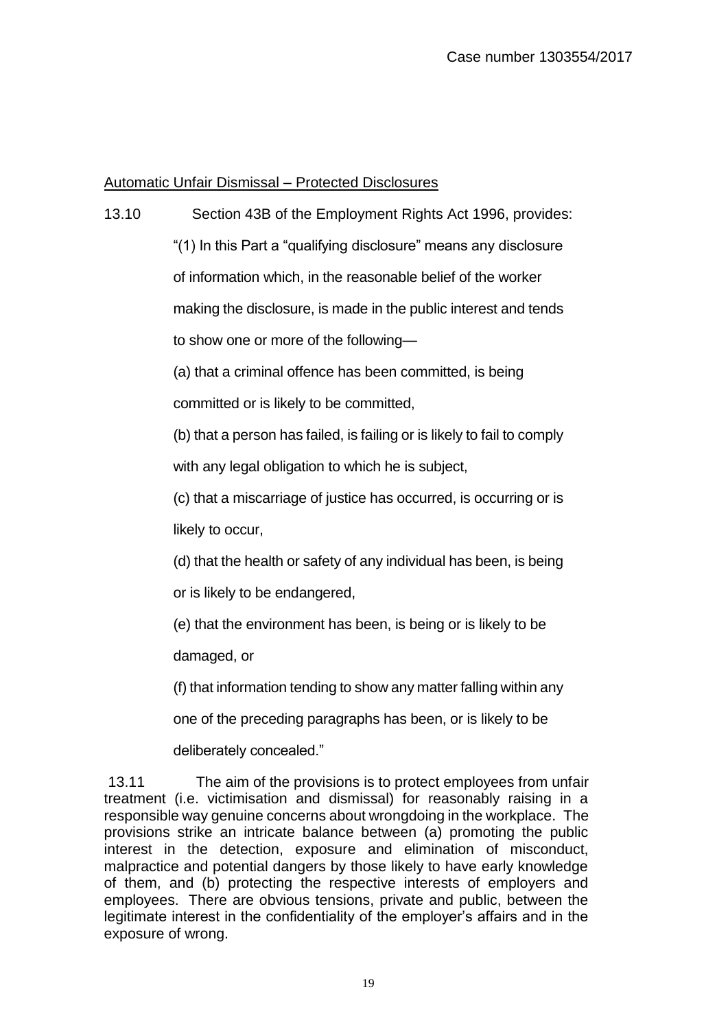Automatic Unfair Dismissal – Protected Disclosures

13.10 Section 43B of the Employment Rights Act 1996, provides:

> "(1) In this Part a "qualifying disclosure" means any disclosure of information which, in the reasonable belief of the worker making the disclosure, is made in the public interest and tends to show one or more of the following—
>
> (a) that a criminal offence has been committed, is being committed or is likely to be committed,
>
> (b) that a person has failed, is failing or is likely to fail to comply with any legal obligation to which he is subject,
>
> (c) that a miscarriage of justice has occurred, is occurring or is likely to occur,
>
> (d) that the health or safety of any individual has been, is being or is likely to be endangered,
>
> (e) that the environment has been, is being or is likely to be damaged, or
>
> (f) that information tending to show any matter falling within any one of the preceding paragraphs has been, or is likely to be deliberately concealed."

13.11 The aim of the provisions is to protect employees from unfair treatment (i.e. victimisation and dismissal) for reasonably raising in a responsible way genuine concerns about wrongdoing in the workplace. The provisions strike an intricate balance between (a) promoting the public interest in the detection, exposure and elimination of misconduct, malpractice and potential dangers by those likely to have early knowledge of them, and (b) protecting the respective interests of employers and employees. There are obvious tensions, private and public, between the legitimate interest in the confidentiality of the employer's affairs and in the exposure of wrong.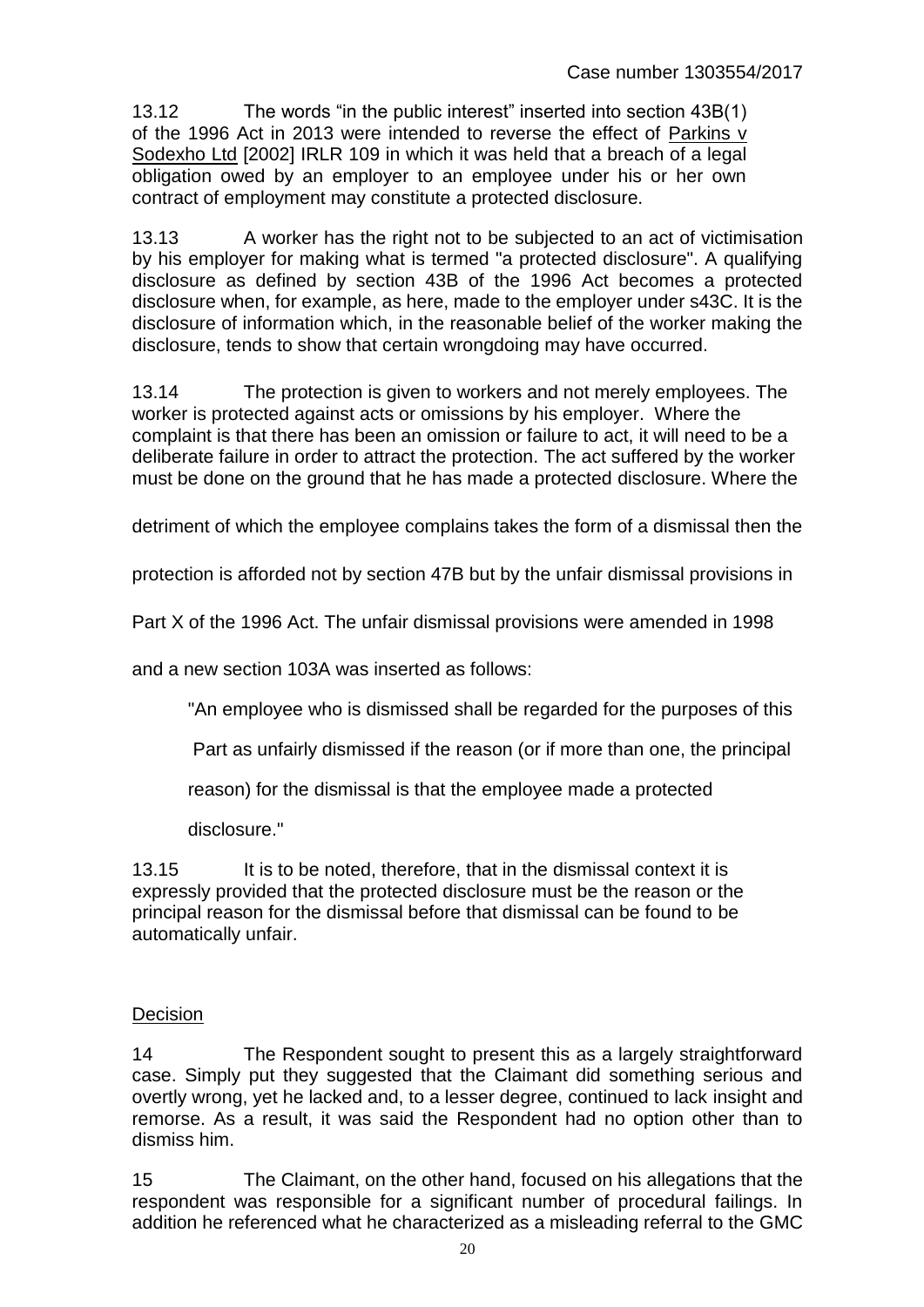13.12 The words "in the public interest" inserted into section 43B(1) of the 1996 Act in 2013 were intended to reverse the effect of Parkins v Sodexho Ltd [2002] IRLR 109 in which it was held that a breach of a legal obligation owed by an employer to an employee under his or her own contract of employment may constitute a protected disclosure.

13.13 A worker has the right not to be subjected to an act of victimisation by his employer for making what is termed "a protected disclosure". A qualifying disclosure as defined by section 43B of the 1996 Act becomes a protected disclosure when, for example, as here, made to the employer under s43C. It is the disclosure of information which, in the reasonable belief of the worker making the disclosure, tends to show that certain wrongdoing may have occurred.

13.14 The protection is given to workers and not merely employees. The worker is protected against acts or omissions by his employer. Where the complaint is that there has been an omission or failure to act, it will need to be a deliberate failure in order to attract the protection. The act suffered by the worker must be done on the ground that he has made a protected disclosure. Where the detriment of which the employee complains takes the form of a dismissal then the protection is afforded not by section 47B but by the unfair dismissal provisions in Part X of the 1996 Act. The unfair dismissal provisions were amended in 1998 and a new section 103A was inserted as follows:

> "An employee who is dismissed shall be regarded for the purposes of this Part as unfairly dismissed if the reason (or if more than one, the principal reason) for the dismissal is that the employee made a protected disclosure."

13.15 It is to be noted, therefore, that in the dismissal context it is expressly provided that the protected disclosure must be the reason or the principal reason for the dismissal before that dismissal can be found to be automatically unfair.

## Decision

14 The Respondent sought to present this as a largely straightforward case. Simply put they suggested that the Claimant did something serious and overtly wrong, yet he lacked and, to a lesser degree, continued to lack insight and remorse. As a result, it was said the Respondent had no option other than to dismiss him.

15 The Claimant, on the other hand, focused on his allegations that the respondent was responsible for a significant number of procedural failings. In addition he referenced what he characterized as a misleading referral to the GMC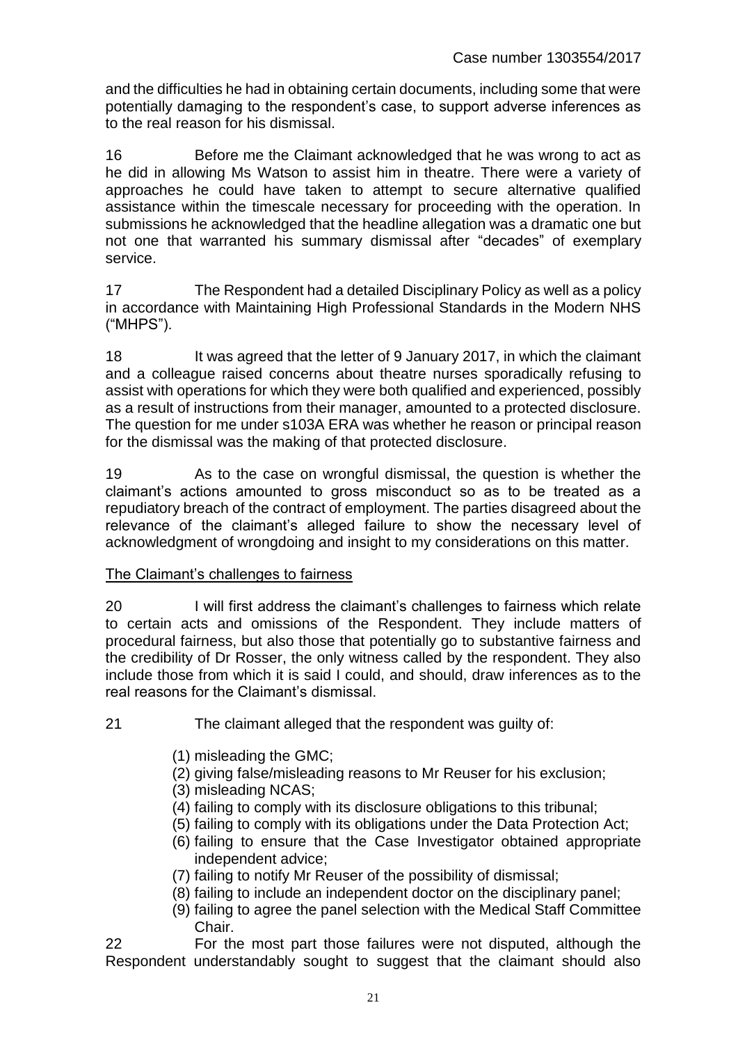and the difficulties he had in obtaining certain documents, including some that were potentially damaging to the respondent's case, to support adverse inferences as to the real reason for his dismissal.

16 Before me the Claimant acknowledged that he was wrong to act as he did in allowing Ms Watson to assist him in theatre. There were a variety of approaches he could have taken to attempt to secure alternative qualified assistance within the timescale necessary for proceeding with the operation. In submissions he acknowledged that the headline allegation was a dramatic one but not one that warranted his summary dismissal after "decades" of exemplary service.

17 The Respondent had a detailed Disciplinary Policy as well as a policy in accordance with Maintaining High Professional Standards in the Modern NHS ("MHPS").

18 It was agreed that the letter of 9 January 2017, in which the claimant and a colleague raised concerns about theatre nurses sporadically refusing to assist with operations for which they were both qualified and experienced, possibly as a result of instructions from their manager, amounted to a protected disclosure. The question for me under s103A ERA was whether he reason or principal reason for the dismissal was the making of that protected disclosure.

19 As to the case on wrongful dismissal, the question is whether the claimant's actions amounted to gross misconduct so as to be treated as a repudiatory breach of the contract of employment. The parties disagreed about the relevance of the claimant's alleged failure to show the necessary level of acknowledgment of wrongdoing and insight to my considerations on this matter.

## The Claimant's challenges to fairness

20 I will first address the claimant's challenges to fairness which relate to certain acts and omissions of the Respondent. They include matters of procedural fairness, but also those that potentially go to substantive fairness and the credibility of Dr Rosser, the only witness called by the respondent. They also include those from which it is said I could, and should, draw inferences as to the real reasons for the Claimant's dismissal.

21 The claimant alleged that the respondent was guilty of:

(1) misleading the GMC;
(2) giving false/misleading reasons to Mr Reuser for his exclusion;
(3) misleading NCAS;
(4) failing to comply with its disclosure obligations to this tribunal;
(5) failing to comply with its obligations under the Data Protection Act;
(6) failing to ensure that the Case Investigator obtained appropriate independent advice;
(7) failing to notify Mr Reuser of the possibility of dismissal;
(8) failing to include an independent doctor on the disciplinary panel;
(9) failing to agree the panel selection with the Medical Staff Committee Chair.

22 For the most part those failures were not disputed, although the Respondent understandably sought to suggest that the claimant should also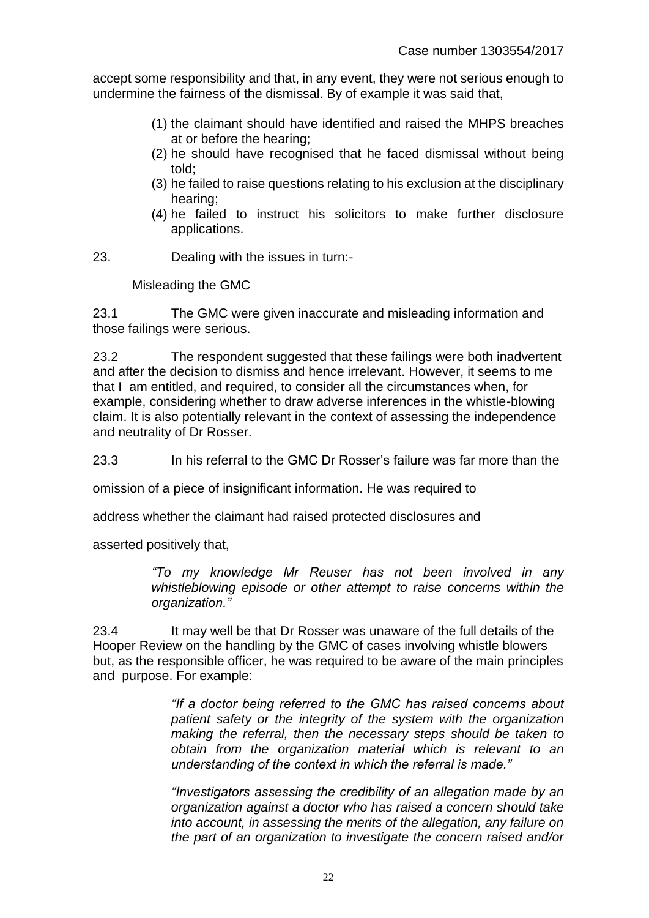accept some responsibility and that, in any event, they were not serious enough to undermine the fairness of the dismissal. By of example it was said that,

> (1) the claimant should have identified and raised the MHPS breaches at or before the hearing;
> (2) he should have recognised that he faced dismissal without being told;
> (3) he failed to raise questions relating to his exclusion at the disciplinary hearing;
> (4) he failed to instruct his solicitors to make further disclosure applications.

23. Dealing with the issues in turn:-

Misleading the GMC

23.1 The GMC were given inaccurate and misleading information and those failings were serious.

23.2 The respondent suggested that these failings were both inadvertent and after the decision to dismiss and hence irrelevant. However, it seems to me that I am entitled, and required, to consider all the circumstances when, for example, considering whether to draw adverse inferences in the whistle-blowing claim. It is also potentially relevant in the context of assessing the independence and neutrality of Dr Rosser.

23.3 In his referral to the GMC Dr Rosser's failure was far more than the omission of a piece of insignificant information. He was required to address whether the claimant had raised protected disclosures and asserted positively that,

> *"To my knowledge Mr Reuser has not been involved in any whistleblowing episode or other attempt to raise concerns within the organization."*

23.4 It may well be that Dr Rosser was unaware of the full details of the Hooper Review on the handling by the GMC of cases involving whistle blowers but, as the responsible officer, he was required to be aware of the main principles and purpose. For example:

> *"If a doctor being referred to the GMC has raised concerns about patient safety or the integrity of the system with the organization making the referral, then the necessary steps should be taken to obtain from the organization material which is relevant to an understanding of the context in which the referral is made."*
>
> *"Investigators assessing the credibility of an allegation made by an organization against a doctor who has raised a concern should take into account, in assessing the merits of the allegation, any failure on the part of an organization to investigate the concern raised and/or*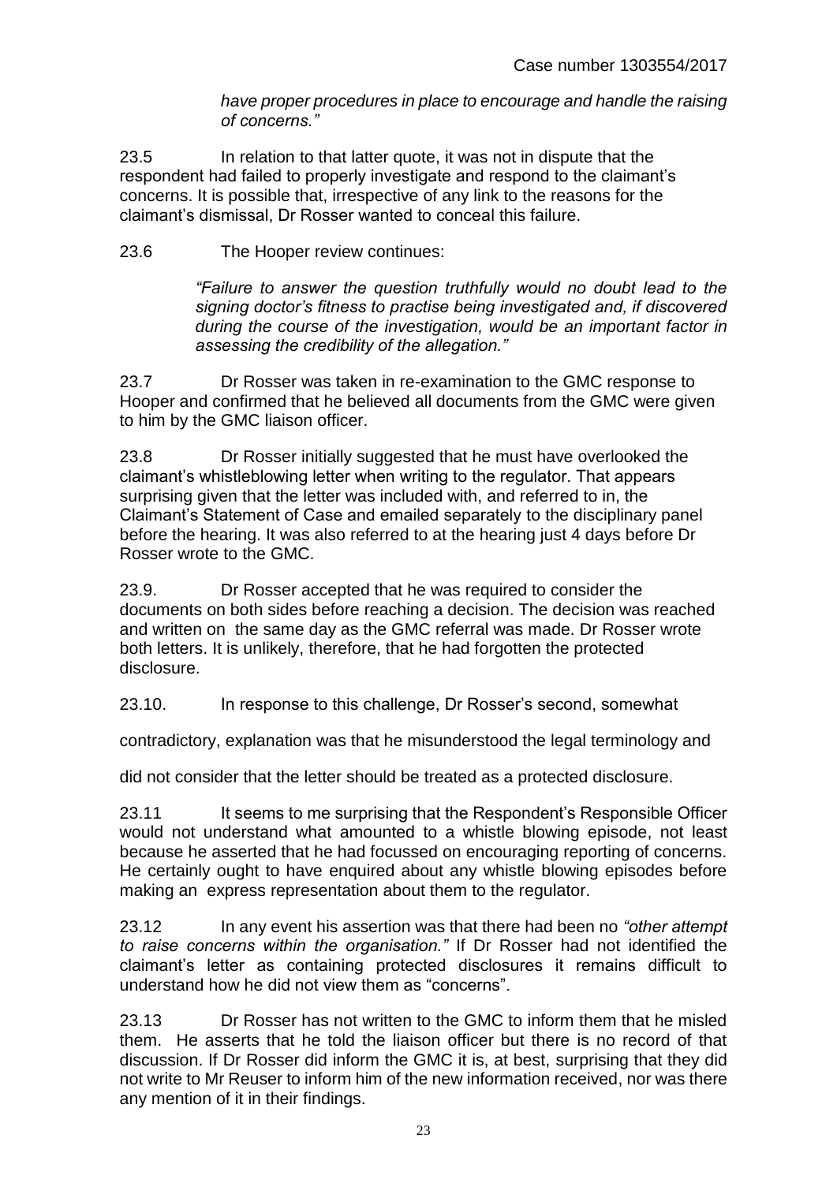*have proper procedures in place to encourage and handle the raising of concerns."*

23.5 In relation to that latter quote, it was not in dispute that the respondent had failed to properly investigate and respond to the claimant's concerns. It is possible that, irrespective of any link to the reasons for the claimant's dismissal, Dr Rosser wanted to conceal this failure.

23.6 The Hooper review continues:

> *"Failure to answer the question truthfully would no doubt lead to the signing doctor's fitness to practise being investigated and, if discovered during the course of the investigation, would be an important factor in assessing the credibility of the allegation."*

23.7 Dr Rosser was taken in re-examination to the GMC response to Hooper and confirmed that he believed all documents from the GMC were given to him by the GMC liaison officer.

23.8 Dr Rosser initially suggested that he must have overlooked the claimant's whistleblowing letter when writing to the regulator. That appears surprising given that the letter was included with, and referred to in, the Claimant's Statement of Case and emailed separately to the disciplinary panel before the hearing. It was also referred to at the hearing just 4 days before Dr Rosser wrote to the GMC.

23.9. Dr Rosser accepted that he was required to consider the documents on both sides before reaching a decision. The decision was reached and written on the same day as the GMC referral was made. Dr Rosser wrote both letters. It is unlikely, therefore, that he had forgotten the protected disclosure.

23.10. In response to this challenge, Dr Rosser's second, somewhat contradictory, explanation was that he misunderstood the legal terminology and did not consider that the letter should be treated as a protected disclosure.

23.11 It seems to me surprising that the Respondent's Responsible Officer would not understand what amounted to a whistle blowing episode, not least because he asserted that he had focussed on encouraging reporting of concerns. He certainly ought to have enquired about any whistle blowing episodes before making an express representation about them to the regulator.

23.12 In any event his assertion was that there had been no *"other attempt to raise concerns within the organisation."* If Dr Rosser had not identified the claimant's letter as containing protected disclosures it remains difficult to understand how he did not view them as "concerns".

23.13 Dr Rosser has not written to the GMC to inform them that he misled them. He asserts that he told the liaison officer but there is no record of that discussion. If Dr Rosser did inform the GMC it is, at best, surprising that they did not write to Mr Reuser to inform him of the new information received, nor was there any mention of it in their findings.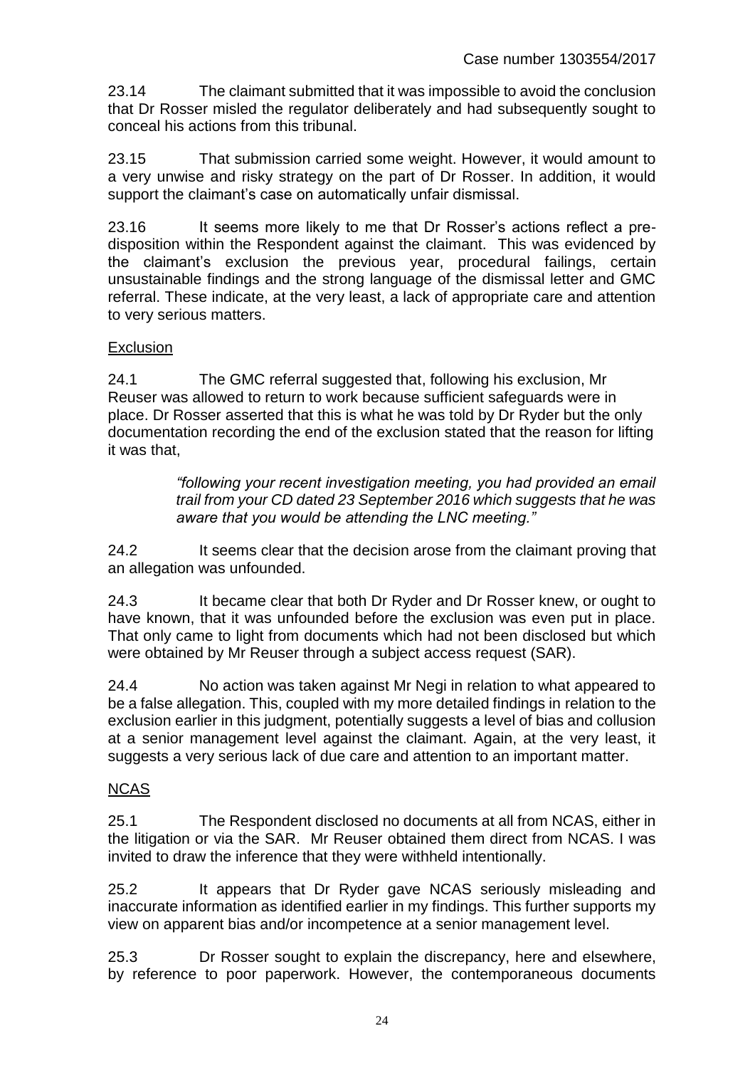23.14 The claimant submitted that it was impossible to avoid the conclusion that Dr Rosser misled the regulator deliberately and had subsequently sought to conceal his actions from this tribunal.

23.15 That submission carried some weight. However, it would amount to a very unwise and risky strategy on the part of Dr Rosser. In addition, it would support the claimant's case on automatically unfair dismissal.

23.16 It seems more likely to me that Dr Rosser's actions reflect a pre-disposition within the Respondent against the claimant. This was evidenced by the claimant's exclusion the previous year, procedural failings, certain unsustainable findings and the strong language of the dismissal letter and GMC referral. These indicate, at the very least, a lack of appropriate care and attention to very serious matters.

Exclusion

24.1 The GMC referral suggested that, following his exclusion, Mr Reuser was allowed to return to work because sufficient safeguards were in place. Dr Rosser asserted that this is what he was told by Dr Ryder but the only documentation recording the end of the exclusion stated that the reason for lifting it was that,

> *"following your recent investigation meeting, you had provided an email trail from your CD dated 23 September 2016 which suggests that he was aware that you would be attending the LNC meeting."*

24.2 It seems clear that the decision arose from the claimant proving that an allegation was unfounded.

24.3 It became clear that both Dr Ryder and Dr Rosser knew, or ought to have known, that it was unfounded before the exclusion was even put in place. That only came to light from documents which had not been disclosed but which were obtained by Mr Reuser through a subject access request (SAR).

24.4 No action was taken against Mr Negi in relation to what appeared to be a false allegation. This, coupled with my more detailed findings in relation to the exclusion earlier in this judgment, potentially suggests a level of bias and collusion at a senior management level against the claimant. Again, at the very least, it suggests a very serious lack of due care and attention to an important matter.

NCAS

25.1 The Respondent disclosed no documents at all from NCAS, either in the litigation or via the SAR. Mr Reuser obtained them direct from NCAS. I was invited to draw the inference that they were withheld intentionally.

25.2 It appears that Dr Ryder gave NCAS seriously misleading and inaccurate information as identified earlier in my findings. This further supports my view on apparent bias and/or incompetence at a senior management level.

25.3 Dr Rosser sought to explain the discrepancy, here and elsewhere, by reference to poor paperwork. However, the contemporaneous documents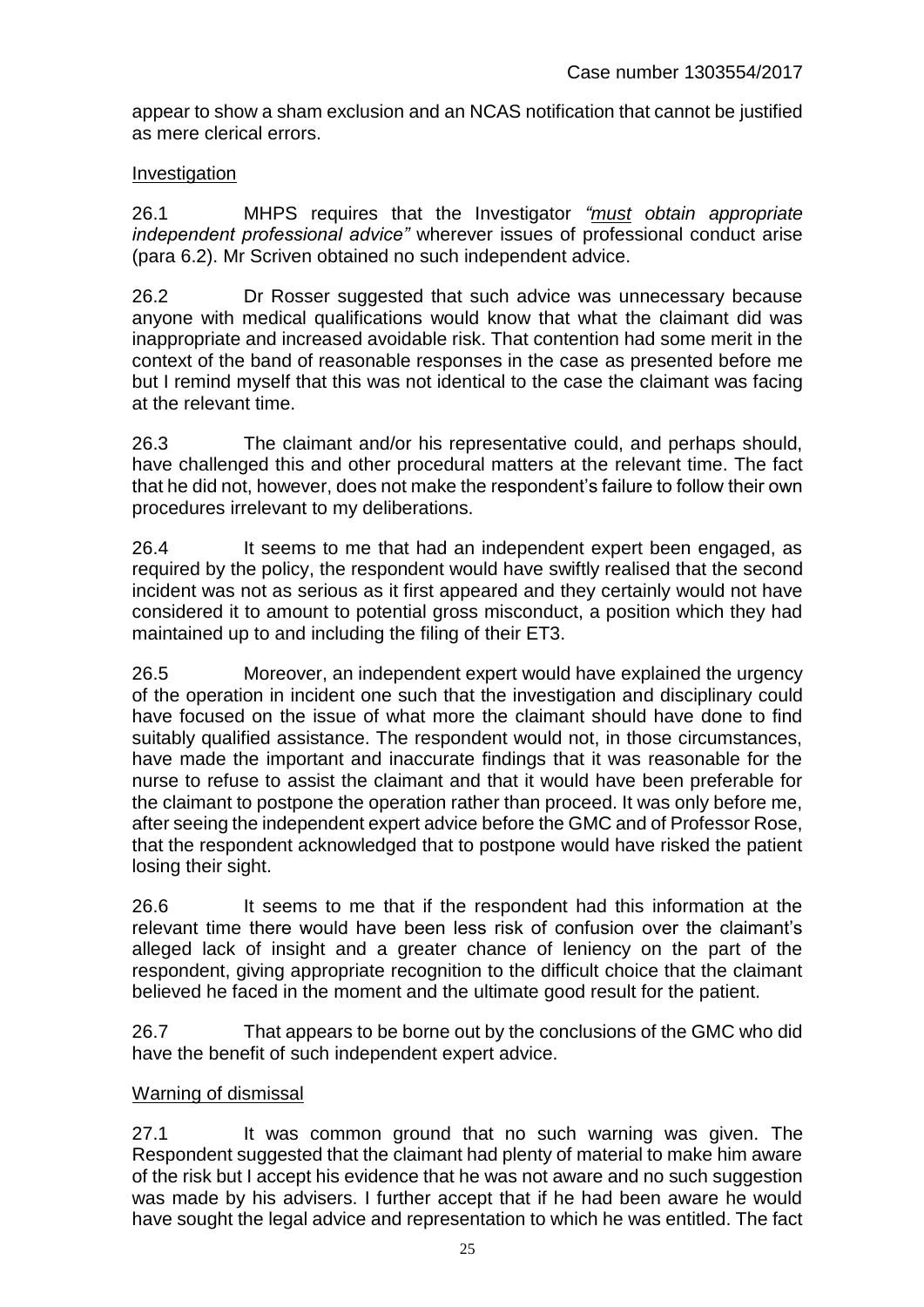appear to show a sham exclusion and an NCAS notification that cannot be justified as mere clerical errors.

Investigation

26.1 MHPS requires that the Investigator *"must obtain appropriate independent professional advice"* wherever issues of professional conduct arise (para 6.2). Mr Scriven obtained no such independent advice.

26.2 Dr Rosser suggested that such advice was unnecessary because anyone with medical qualifications would know that what the claimant did was inappropriate and increased avoidable risk. That contention had some merit in the context of the band of reasonable responses in the case as presented before me but I remind myself that this was not identical to the case the claimant was facing at the relevant time.

26.3 The claimant and/or his representative could, and perhaps should, have challenged this and other procedural matters at the relevant time. The fact that he did not, however, does not make the respondent's failure to follow their own procedures irrelevant to my deliberations.

26.4 It seems to me that had an independent expert been engaged, as required by the policy, the respondent would have swiftly realised that the second incident was not as serious as it first appeared and they certainly would not have considered it to amount to potential gross misconduct, a position which they had maintained up to and including the filing of their ET3.

26.5 Moreover, an independent expert would have explained the urgency of the operation in incident one such that the investigation and disciplinary could have focused on the issue of what more the claimant should have done to find suitably qualified assistance. The respondent would not, in those circumstances, have made the important and inaccurate findings that it was reasonable for the nurse to refuse to assist the claimant and that it would have been preferable for the claimant to postpone the operation rather than proceed. It was only before me, after seeing the independent expert advice before the GMC and of Professor Rose, that the respondent acknowledged that to postpone would have risked the patient losing their sight.

26.6 It seems to me that if the respondent had this information at the relevant time there would have been less risk of confusion over the claimant's alleged lack of insight and a greater chance of leniency on the part of the respondent, giving appropriate recognition to the difficult choice that the claimant believed he faced in the moment and the ultimate good result for the patient.

26.7 That appears to be borne out by the conclusions of the GMC who did have the benefit of such independent expert advice.

Warning of dismissal

27.1 It was common ground that no such warning was given. The Respondent suggested that the claimant had plenty of material to make him aware of the risk but I accept his evidence that he was not aware and no such suggestion was made by his advisers. I further accept that if he had been aware he would have sought the legal advice and representation to which he was entitled. The fact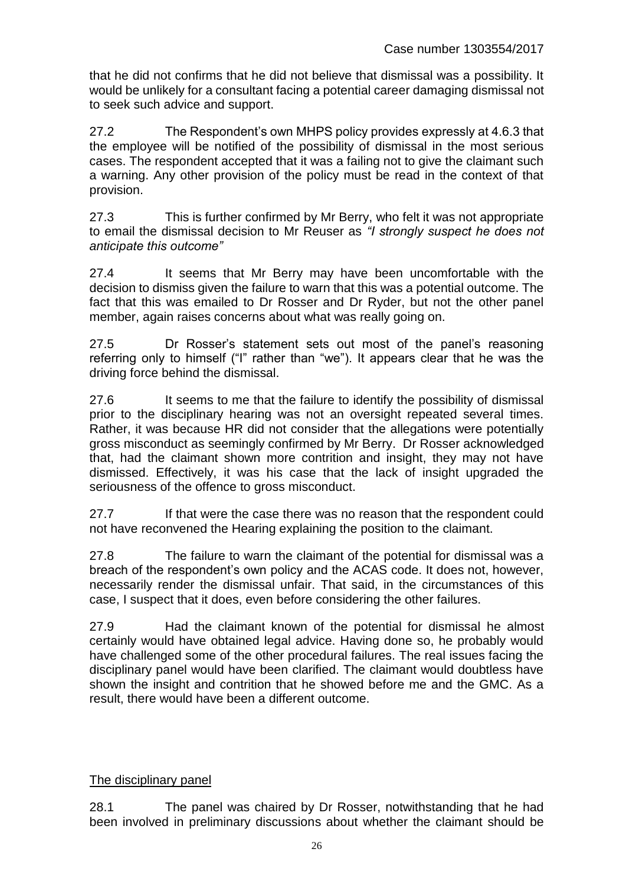that he did not confirms that he did not believe that dismissal was a possibility. It would be unlikely for a consultant facing a potential career damaging dismissal not to seek such advice and support.

27.2 The Respondent's own MHPS policy provides expressly at 4.6.3 that the employee will be notified of the possibility of dismissal in the most serious cases. The respondent accepted that it was a failing not to give the claimant such a warning. Any other provision of the policy must be read in the context of that provision.

27.3 This is further confirmed by Mr Berry, who felt it was not appropriate to email the dismissal decision to Mr Reuser as *"I strongly suspect he does not anticipate this outcome"*

27.4 It seems that Mr Berry may have been uncomfortable with the decision to dismiss given the failure to warn that this was a potential outcome. The fact that this was emailed to Dr Rosser and Dr Ryder, but not the other panel member, again raises concerns about what was really going on.

27.5 Dr Rosser's statement sets out most of the panel's reasoning referring only to himself ("I" rather than "we"). It appears clear that he was the driving force behind the dismissal.

27.6 It seems to me that the failure to identify the possibility of dismissal prior to the disciplinary hearing was not an oversight repeated several times. Rather, it was because HR did not consider that the allegations were potentially gross misconduct as seemingly confirmed by Mr Berry. Dr Rosser acknowledged that, had the claimant shown more contrition and insight, they may not have dismissed. Effectively, it was his case that the lack of insight upgraded the seriousness of the offence to gross misconduct.

27.7 If that were the case there was no reason that the respondent could not have reconvened the Hearing explaining the position to the claimant.

27.8 The failure to warn the claimant of the potential for dismissal was a breach of the respondent's own policy and the ACAS code. It does not, however, necessarily render the dismissal unfair. That said, in the circumstances of this case, I suspect that it does, even before considering the other failures.

27.9 Had the claimant known of the potential for dismissal he almost certainly would have obtained legal advice. Having done so, he probably would have challenged some of the other procedural failures. The real issues facing the disciplinary panel would have been clarified. The claimant would doubtless have shown the insight and contrition that he showed before me and the GMC. As a result, there would have been a different outcome.

## The disciplinary panel

28.1 The panel was chaired by Dr Rosser, notwithstanding that he had been involved in preliminary discussions about whether the claimant should be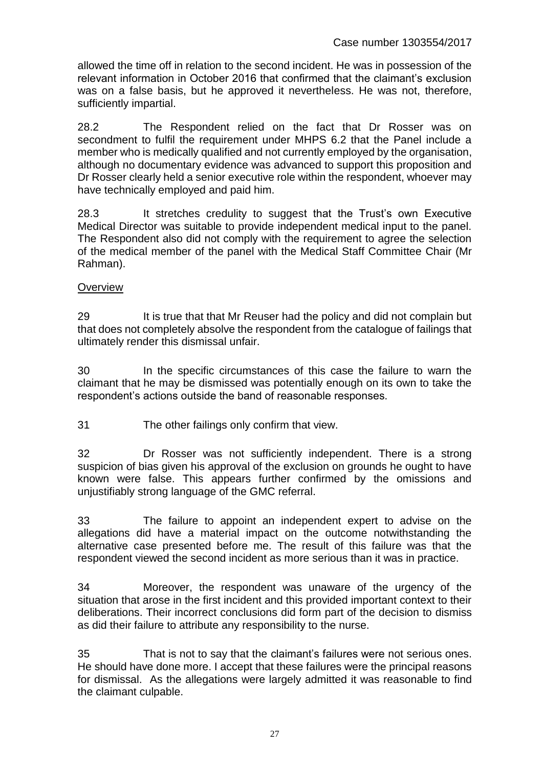allowed the time off in relation to the second incident. He was in possession of the relevant information in October 2016 that confirmed that the claimant's exclusion was on a false basis, but he approved it nevertheless. He was not, therefore, sufficiently impartial.

28.2 The Respondent relied on the fact that Dr Rosser was on secondment to fulfil the requirement under MHPS 6.2 that the Panel include a member who is medically qualified and not currently employed by the organisation, although no documentary evidence was advanced to support this proposition and Dr Rosser clearly held a senior executive role within the respondent, whoever may have technically employed and paid him.

28.3 It stretches credulity to suggest that the Trust's own Executive Medical Director was suitable to provide independent medical input to the panel. The Respondent also did not comply with the requirement to agree the selection of the medical member of the panel with the Medical Staff Committee Chair (Mr Rahman).

Overview

29 It is true that that Mr Reuser had the policy and did not complain but that does not completely absolve the respondent from the catalogue of failings that ultimately render this dismissal unfair.

30 In the specific circumstances of this case the failure to warn the claimant that he may be dismissed was potentially enough on its own to take the respondent's actions outside the band of reasonable responses.

31 The other failings only confirm that view.

32 Dr Rosser was not sufficiently independent. There is a strong suspicion of bias given his approval of the exclusion on grounds he ought to have known were false. This appears further confirmed by the omissions and unjustifiably strong language of the GMC referral.

33 The failure to appoint an independent expert to advise on the allegations did have a material impact on the outcome notwithstanding the alternative case presented before me. The result of this failure was that the respondent viewed the second incident as more serious than it was in practice.

34 Moreover, the respondent was unaware of the urgency of the situation that arose in the first incident and this provided important context to their deliberations. Their incorrect conclusions did form part of the decision to dismiss as did their failure to attribute any responsibility to the nurse.

35 That is not to say that the claimant's failures were not serious ones. He should have done more. I accept that these failures were the principal reasons for dismissal. As the allegations were largely admitted it was reasonable to find the claimant culpable.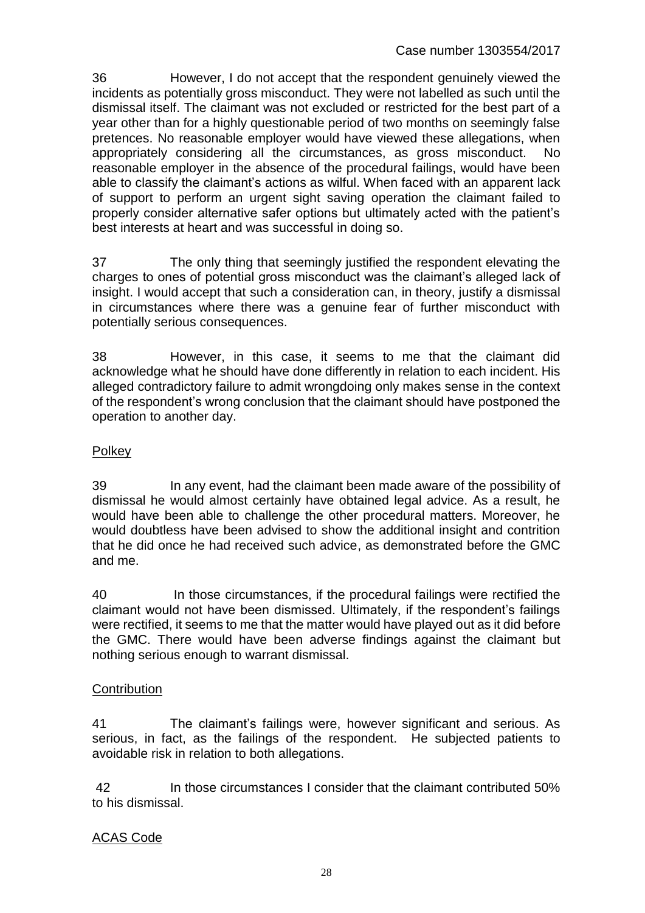36 However, I do not accept that the respondent genuinely viewed the incidents as potentially gross misconduct. They were not labelled as such until the dismissal itself. The claimant was not excluded or restricted for the best part of a year other than for a highly questionable period of two months on seemingly false pretences. No reasonable employer would have viewed these allegations, when appropriately considering all the circumstances, as gross misconduct. No reasonable employer in the absence of the procedural failings, would have been able to classify the claimant's actions as wilful. When faced with an apparent lack of support to perform an urgent sight saving operation the claimant failed to properly consider alternative safer options but ultimately acted with the patient's best interests at heart and was successful in doing so.

37 The only thing that seemingly justified the respondent elevating the charges to ones of potential gross misconduct was the claimant's alleged lack of insight. I would accept that such a consideration can, in theory, justify a dismissal in circumstances where there was a genuine fear of further misconduct with potentially serious consequences.

38 However, in this case, it seems to me that the claimant did acknowledge what he should have done differently in relation to each incident. His alleged contradictory failure to admit wrongdoing only makes sense in the context of the respondent's wrong conclusion that the claimant should have postponed the operation to another day.

<u>Polkey</u>

39 In any event, had the claimant been made aware of the possibility of dismissal he would almost certainly have obtained legal advice. As a result, he would have been able to challenge the other procedural matters. Moreover, he would doubtless have been advised to show the additional insight and contrition that he did once he had received such advice, as demonstrated before the GMC and me.

40 In those circumstances, if the procedural failings were rectified the claimant would not have been dismissed. Ultimately, if the respondent's failings were rectified, it seems to me that the matter would have played out as it did before the GMC. There would have been adverse findings against the claimant but nothing serious enough to warrant dismissal.

<u>Contribution</u>

41 The claimant's failings were, however significant and serious. As serious, in fact, as the failings of the respondent. He subjected patients to avoidable risk in relation to both allegations.

42 In those circumstances I consider that the claimant contributed 50% to his dismissal.

<u>ACAS Code</u>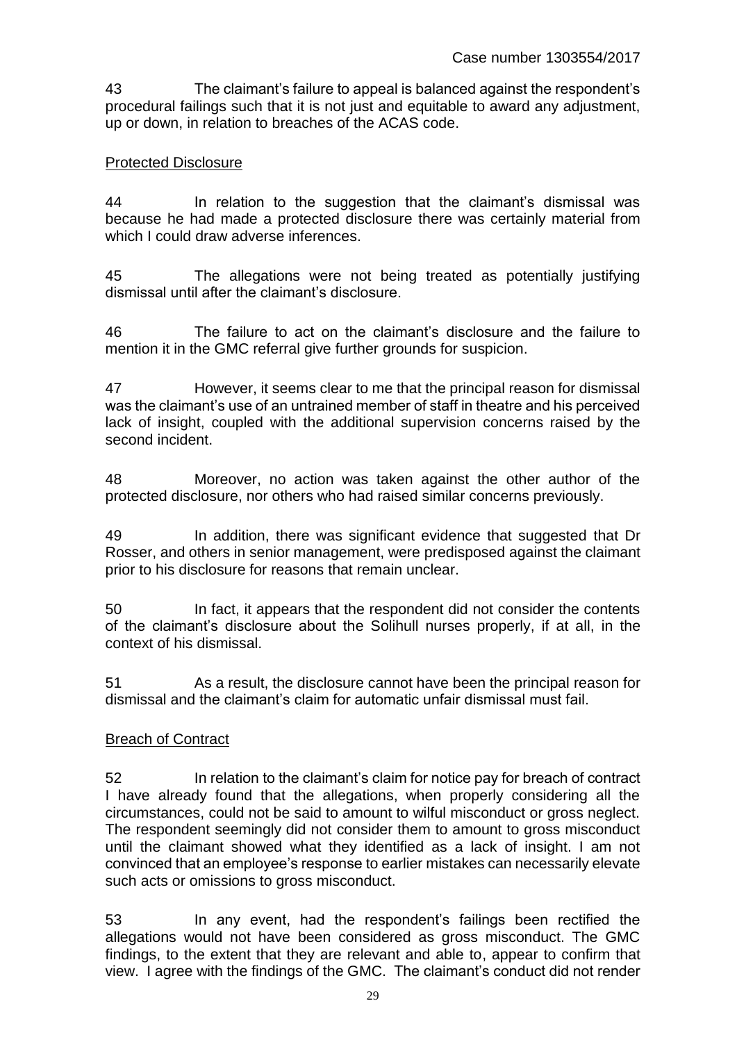43 The claimant's failure to appeal is balanced against the respondent's procedural failings such that it is not just and equitable to award any adjustment, up or down, in relation to breaches of the ACAS code.

## Protected Disclosure

44 In relation to the suggestion that the claimant's dismissal was because he had made a protected disclosure there was certainly material from which I could draw adverse inferences.

45 The allegations were not being treated as potentially justifying dismissal until after the claimant's disclosure.

46 The failure to act on the claimant's disclosure and the failure to mention it in the GMC referral give further grounds for suspicion.

47 However, it seems clear to me that the principal reason for dismissal was the claimant's use of an untrained member of staff in theatre and his perceived lack of insight, coupled with the additional supervision concerns raised by the second incident.

48 Moreover, no action was taken against the other author of the protected disclosure, nor others who had raised similar concerns previously.

49 In addition, there was significant evidence that suggested that Dr Rosser, and others in senior management, were predisposed against the claimant prior to his disclosure for reasons that remain unclear.

50 In fact, it appears that the respondent did not consider the contents of the claimant's disclosure about the Solihull nurses properly, if at all, in the context of his dismissal.

51 As a result, the disclosure cannot have been the principal reason for dismissal and the claimant's claim for automatic unfair dismissal must fail.

## Breach of Contract

52 In relation to the claimant's claim for notice pay for breach of contract I have already found that the allegations, when properly considering all the circumstances, could not be said to amount to wilful misconduct or gross neglect. The respondent seemingly did not consider them to amount to gross misconduct until the claimant showed what they identified as a lack of insight. I am not convinced that an employee's response to earlier mistakes can necessarily elevate such acts or omissions to gross misconduct.

53 In any event, had the respondent's failings been rectified the allegations would not have been considered as gross misconduct. The GMC findings, to the extent that they are relevant and able to, appear to confirm that view. I agree with the findings of the GMC. The claimant's conduct did not render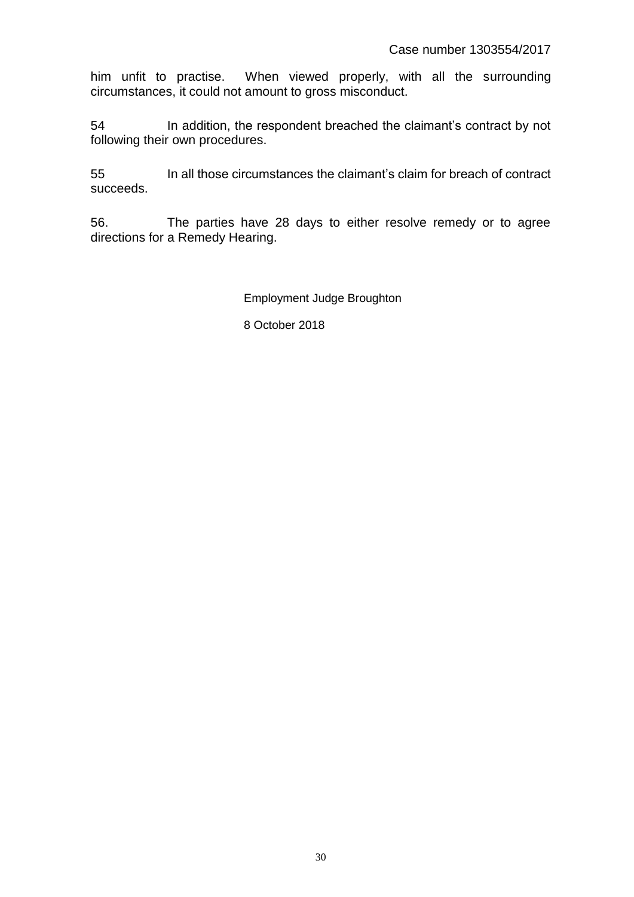him unfit to practise. When viewed properly, with all the surrounding circumstances, it could not amount to gross misconduct.

54 In addition, the respondent breached the claimant's contract by not following their own procedures.

55 In all those circumstances the claimant's claim for breach of contract succeeds.

56. The parties have 28 days to either resolve remedy or to agree directions for a Remedy Hearing.

Employment Judge Broughton

8 October 2018